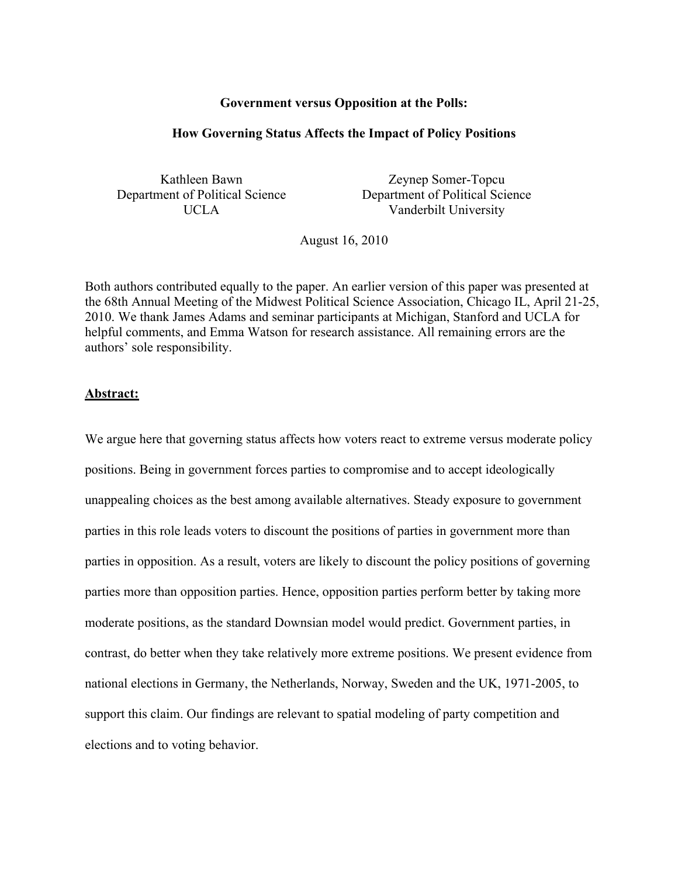**Government versus Opposition at the Polls:**

**How Governing Status Affects the Impact of Policy Positions**

Kathleen Bawn
Department of Political Science
UCLA

Zeynep Somer-Topcu
Department of Political Science
Vanderbilt University

August 16, 2010

Both authors contributed equally to the paper. An earlier version of this paper was presented at the 68th Annual Meeting of the Midwest Political Science Association, Chicago IL, April 21-25, 2010. We thank James Adams and seminar participants at Michigan, Stanford and UCLA for helpful comments, and Emma Watson for research assistance. All remaining errors are the authors' sole responsibility.

**Abstract:**

We argue here that governing status affects how voters react to extreme versus moderate policy positions. Being in government forces parties to compromise and to accept ideologically unappealing choices as the best among available alternatives. Steady exposure to government parties in this role leads voters to discount the positions of parties in government more than parties in opposition. As a result, voters are likely to discount the policy positions of governing parties more than opposition parties. Hence, opposition parties perform better by taking more moderate positions, as the standard Downsian model would predict. Government parties, in contrast, do better when they take relatively more extreme positions. We present evidence from national elections in Germany, the Netherlands, Norway, Sweden and the UK, 1971-2005, to support this claim. Our findings are relevant to spatial modeling of party competition and elections and to voting behavior.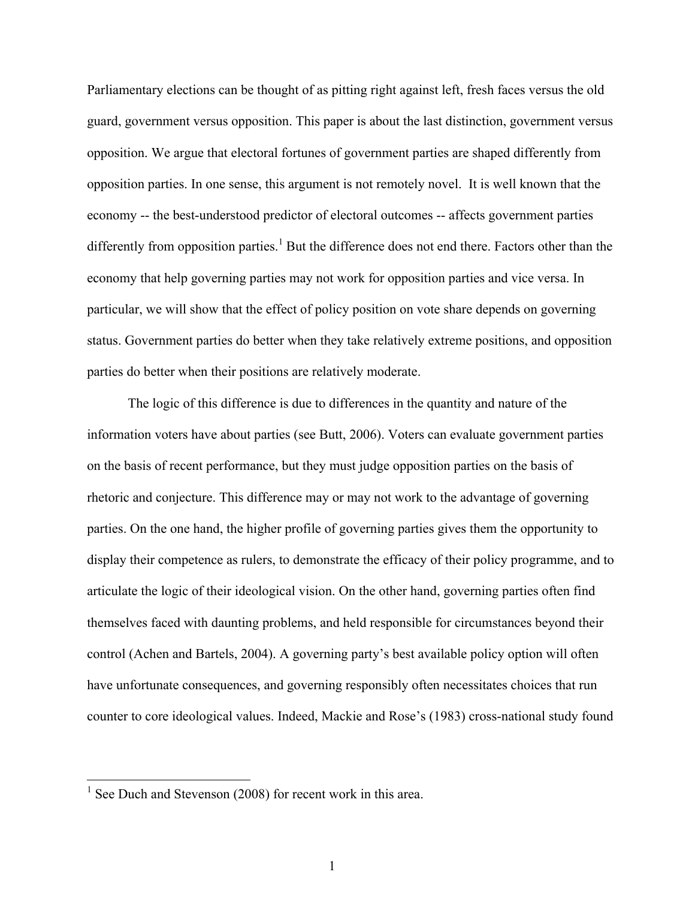Parliamentary elections can be thought of as pitting right against left, fresh faces versus the old guard, government versus opposition. This paper is about the last distinction, government versus opposition. We argue that electoral fortunes of government parties are shaped differently from opposition parties. In one sense, this argument is not remotely novel. It is well known that the economy -- the best-understood predictor of electoral outcomes -- affects government parties differently from opposition parties.[1] But the difference does not end there. Factors other than the economy that help governing parties may not work for opposition parties and vice versa. In particular, we will show that the effect of policy position on vote share depends on governing status. Government parties do better when they take relatively extreme positions, and opposition parties do better when their positions are relatively moderate.

The logic of this difference is due to differences in the quantity and nature of the information voters have about parties (see Butt, 2006). Voters can evaluate government parties on the basis of recent performance, but they must judge opposition parties on the basis of rhetoric and conjecture. This difference may or may not work to the advantage of governing parties. On the one hand, the higher profile of governing parties gives them the opportunity to display their competence as rulers, to demonstrate the efficacy of their policy programme, and to articulate the logic of their ideological vision. On the other hand, governing parties often find themselves faced with daunting problems, and held responsible for circumstances beyond their control (Achen and Bartels, 2004). A governing party's best available policy option will often have unfortunate consequences, and governing responsibly often necessitates choices that run counter to core ideological values. Indeed, Mackie and Rose's (1983) cross-national study found

[1] See Duch and Stevenson (2008) for recent work in this area.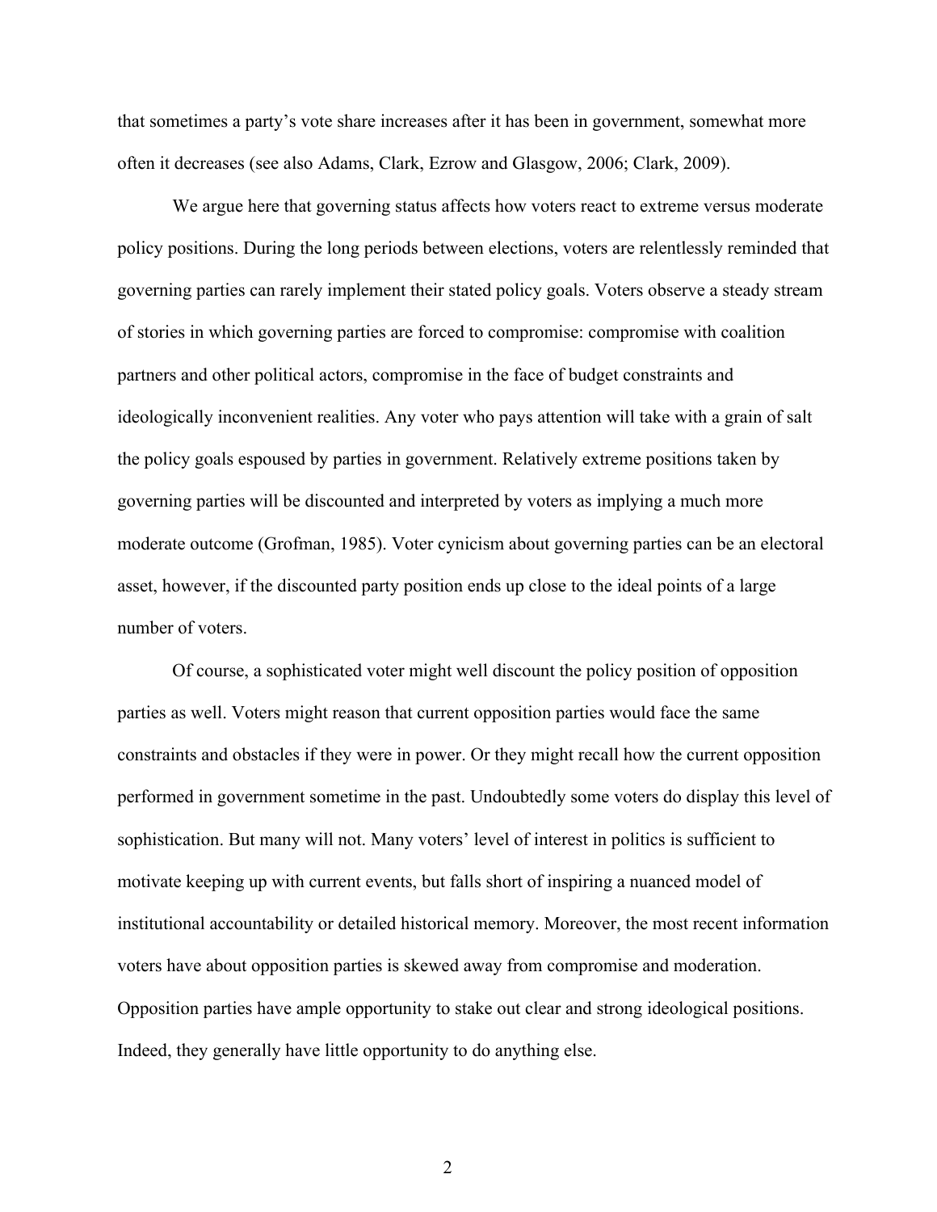that sometimes a party's vote share increases after it has been in government, somewhat more often it decreases (see also Adams, Clark, Ezrow and Glasgow, 2006; Clark, 2009).

We argue here that governing status affects how voters react to extreme versus moderate policy positions. During the long periods between elections, voters are relentlessly reminded that governing parties can rarely implement their stated policy goals. Voters observe a steady stream of stories in which governing parties are forced to compromise: compromise with coalition partners and other political actors, compromise in the face of budget constraints and ideologically inconvenient realities. Any voter who pays attention will take with a grain of salt the policy goals espoused by parties in government. Relatively extreme positions taken by governing parties will be discounted and interpreted by voters as implying a much more moderate outcome (Grofman, 1985). Voter cynicism about governing parties can be an electoral asset, however, if the discounted party position ends up close to the ideal points of a large number of voters.

Of course, a sophisticated voter might well discount the policy position of opposition parties as well. Voters might reason that current opposition parties would face the same constraints and obstacles if they were in power. Or they might recall how the current opposition performed in government sometime in the past. Undoubtedly some voters do display this level of sophistication. But many will not. Many voters' level of interest in politics is sufficient to motivate keeping up with current events, but falls short of inspiring a nuanced model of institutional accountability or detailed historical memory. Moreover, the most recent information voters have about opposition parties is skewed away from compromise and moderation. Opposition parties have ample opportunity to stake out clear and strong ideological positions. Indeed, they generally have little opportunity to do anything else.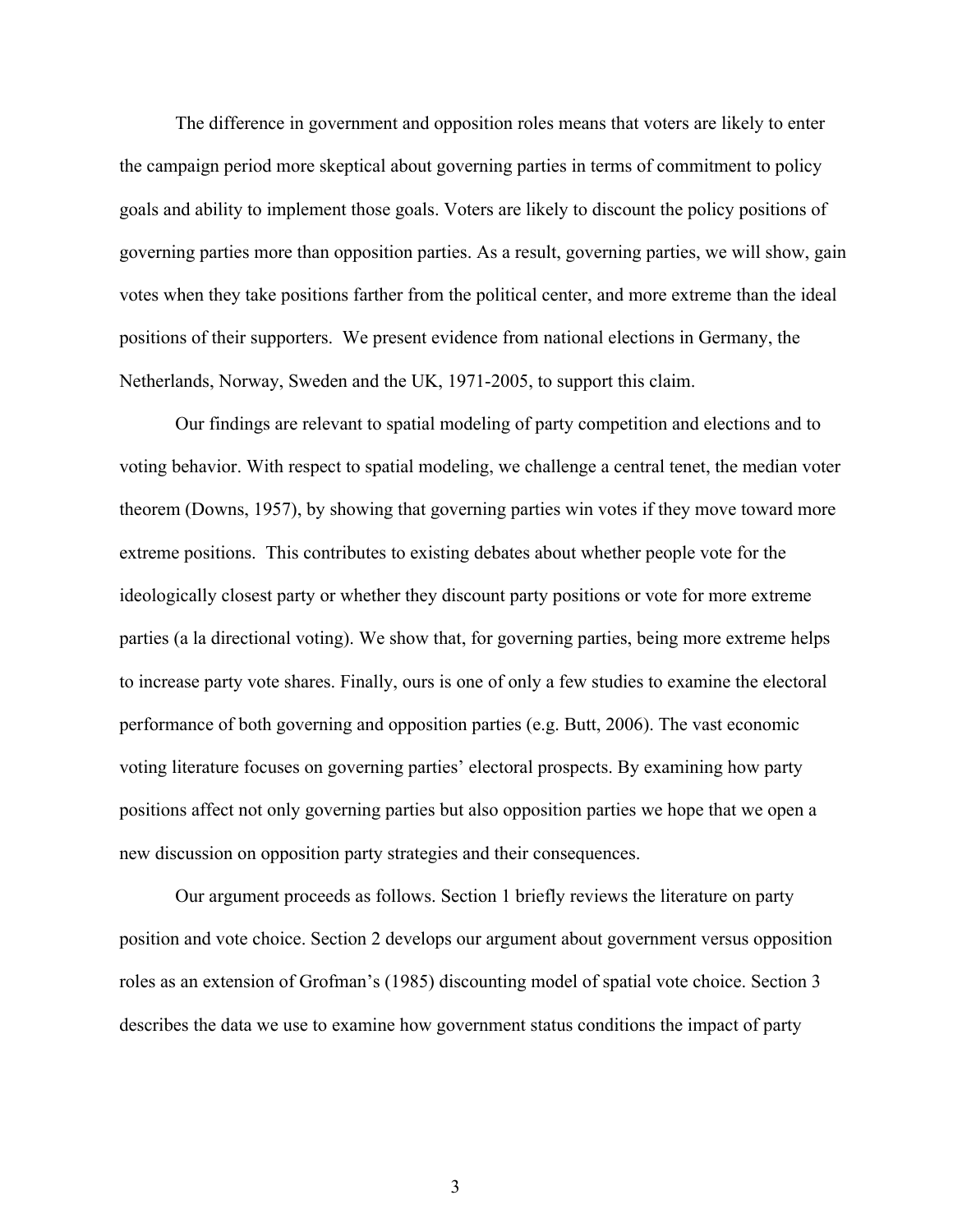The difference in government and opposition roles means that voters are likely to enter the campaign period more skeptical about governing parties in terms of commitment to policy goals and ability to implement those goals. Voters are likely to discount the policy positions of governing parties more than opposition parties. As a result, governing parties, we will show, gain votes when they take positions farther from the political center, and more extreme than the ideal positions of their supporters. We present evidence from national elections in Germany, the Netherlands, Norway, Sweden and the UK, 1971-2005, to support this claim.

Our findings are relevant to spatial modeling of party competition and elections and to voting behavior. With respect to spatial modeling, we challenge a central tenet, the median voter theorem (Downs, 1957), by showing that governing parties win votes if they move toward more extreme positions. This contributes to existing debates about whether people vote for the ideologically closest party or whether they discount party positions or vote for more extreme parties (a la directional voting). We show that, for governing parties, being more extreme helps to increase party vote shares. Finally, ours is one of only a few studies to examine the electoral performance of both governing and opposition parties (e.g. Butt, 2006). The vast economic voting literature focuses on governing parties' electoral prospects. By examining how party positions affect not only governing parties but also opposition parties we hope that we open a new discussion on opposition party strategies and their consequences.

Our argument proceeds as follows. Section 1 briefly reviews the literature on party position and vote choice. Section 2 develops our argument about government versus opposition roles as an extension of Grofman's (1985) discounting model of spatial vote choice. Section 3 describes the data we use to examine how government status conditions the impact of party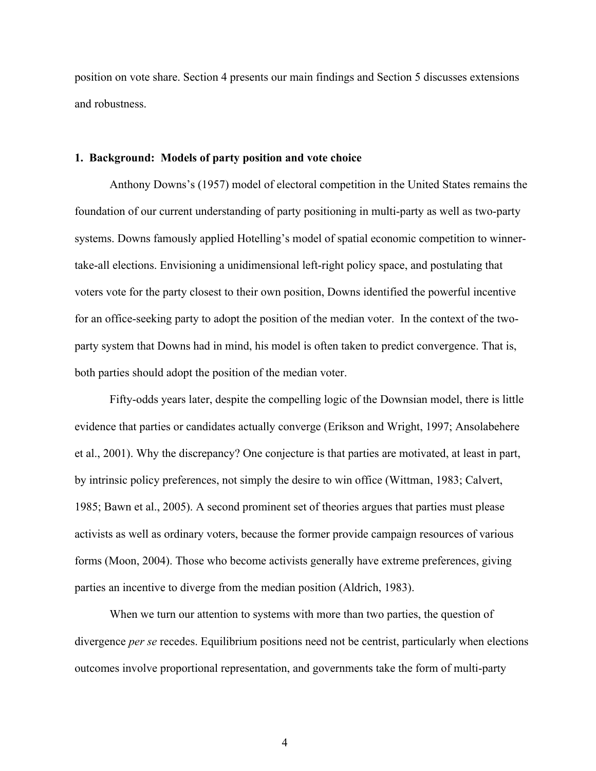position on vote share. Section 4 presents our main findings and Section 5 discusses extensions and robustness.

## 1. Background: Models of party position and vote choice

Anthony Downs's (1957) model of electoral competition in the United States remains the foundation of our current understanding of party positioning in multi-party as well as two-party systems. Downs famously applied Hotelling's model of spatial economic competition to winner-take-all elections. Envisioning a unidimensional left-right policy space, and postulating that voters vote for the party closest to their own position, Downs identified the powerful incentive for an office-seeking party to adopt the position of the median voter. In the context of the two-party system that Downs had in mind, his model is often taken to predict convergence. That is, both parties should adopt the position of the median voter.

Fifty-odds years later, despite the compelling logic of the Downsian model, there is little evidence that parties or candidates actually converge (Erikson and Wright, 1997; Ansolabehere et al., 2001). Why the discrepancy? One conjecture is that parties are motivated, at least in part, by intrinsic policy preferences, not simply the desire to win office (Wittman, 1983; Calvert, 1985; Bawn et al., 2005). A second prominent set of theories argues that parties must please activists as well as ordinary voters, because the former provide campaign resources of various forms (Moon, 2004). Those who become activists generally have extreme preferences, giving parties an incentive to diverge from the median position (Aldrich, 1983).

When we turn our attention to systems with more than two parties, the question of divergence *per se* recedes. Equilibrium positions need not be centrist, particularly when elections outcomes involve proportional representation, and governments take the form of multi-party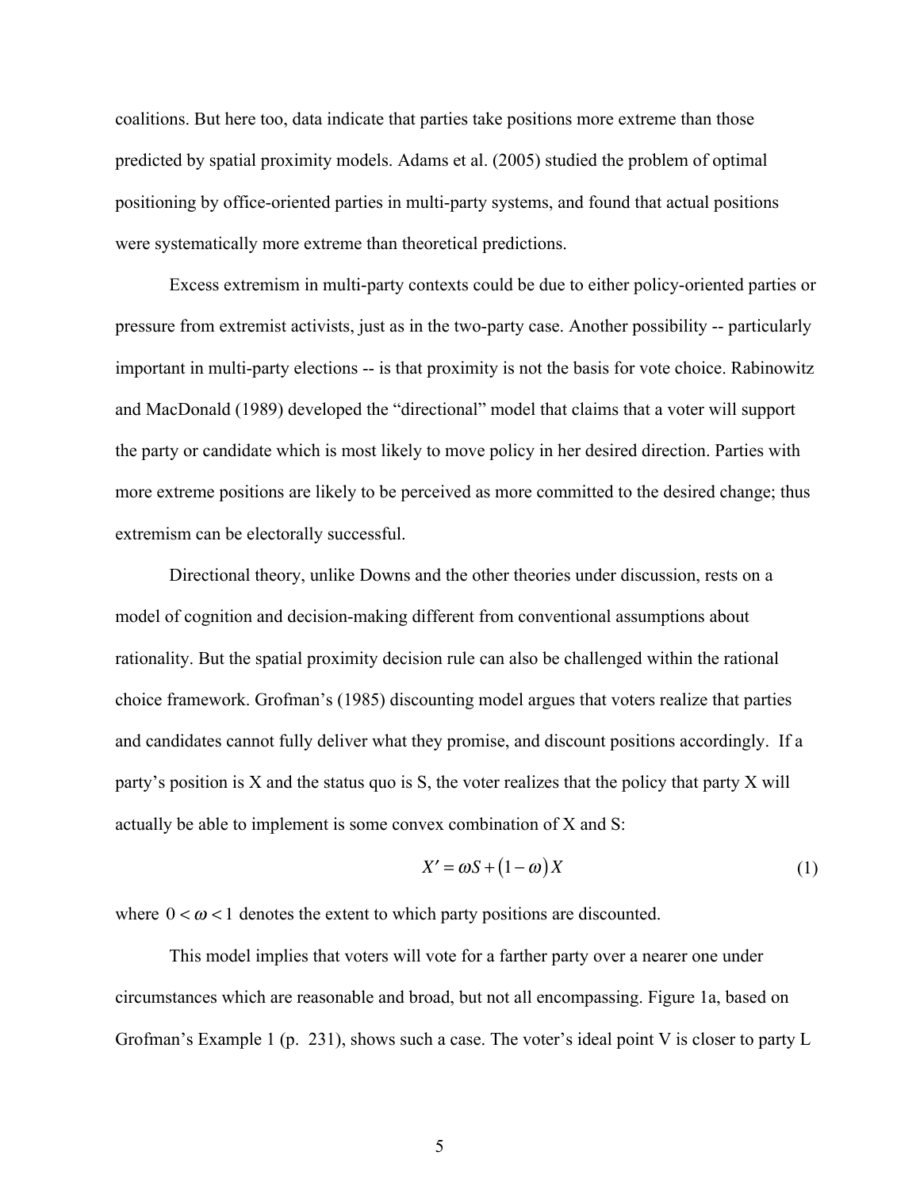coalitions. But here too, data indicate that parties take positions more extreme than those predicted by spatial proximity models. Adams et al. (2005) studied the problem of optimal positioning by office-oriented parties in multi-party systems, and found that actual positions were systematically more extreme than theoretical predictions.

Excess extremism in multi-party contexts could be due to either policy-oriented parties or pressure from extremist activists, just as in the two-party case. Another possibility -- particularly important in multi-party elections -- is that proximity is not the basis for vote choice. Rabinowitz and MacDonald (1989) developed the "directional" model that claims that a voter will support the party or candidate which is most likely to move policy in her desired direction. Parties with more extreme positions are likely to be perceived as more committed to the desired change; thus extremism can be electorally successful.

Directional theory, unlike Downs and the other theories under discussion, rests on a model of cognition and decision-making different from conventional assumptions about rationality. But the spatial proximity decision rule can also be challenged within the rational choice framework. Grofman's (1985) discounting model argues that voters realize that parties and candidates cannot fully deliver what they promise, and discount positions accordingly. If a party's position is X and the status quo is S, the voter realizes that the policy that party X will actually be able to implement is some convex combination of X and S:

$$X' = \omega S + (1 - \omega) X \tag{1}$$

where $0 < \omega < 1$ denotes the extent to which party positions are discounted.

This model implies that voters will vote for a farther party over a nearer one under circumstances which are reasonable and broad, but not all encompassing. Figure 1a, based on Grofman's Example 1 (p. 231), shows such a case. The voter's ideal point V is closer to party L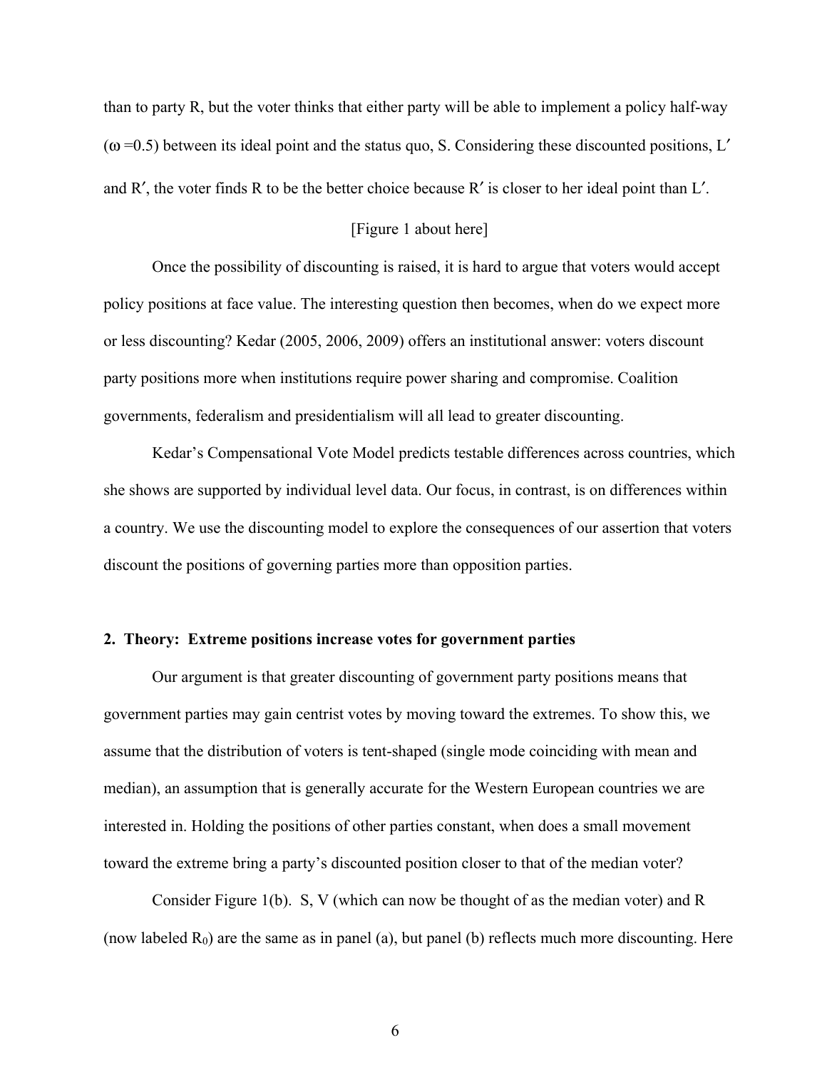than to party R, but the voter thinks that either party will be able to implement a policy half-way ($\omega = 0.5$) between its ideal point and the status quo, S. Considering these discounted positions, L′ and R′, the voter finds R to be the better choice because R′ is closer to her ideal point than L′.

[Figure 1 about here]

Once the possibility of discounting is raised, it is hard to argue that voters would accept policy positions at face value. The interesting question then becomes, when do we expect more or less discounting? Kedar (2005, 2006, 2009) offers an institutional answer: voters discount party positions more when institutions require power sharing and compromise. Coalition governments, federalism and presidentialism will all lead to greater discounting.

Kedar's Compensational Vote Model predicts testable differences across countries, which she shows are supported by individual level data. Our focus, in contrast, is on differences within a country. We use the discounting model to explore the consequences of our assertion that voters discount the positions of governing parties more than opposition parties.

## 2. Theory: Extreme positions increase votes for government parties

Our argument is that greater discounting of government party positions means that government parties may gain centrist votes by moving toward the extremes. To show this, we assume that the distribution of voters is tent-shaped (single mode coinciding with mean and median), an assumption that is generally accurate for the Western European countries we are interested in. Holding the positions of other parties constant, when does a small movement toward the extreme bring a party's discounted position closer to that of the median voter?

Consider Figure 1(b). S, V (which can now be thought of as the median voter) and R (now labeled $R_0$) are the same as in panel (a), but panel (b) reflects much more discounting. Here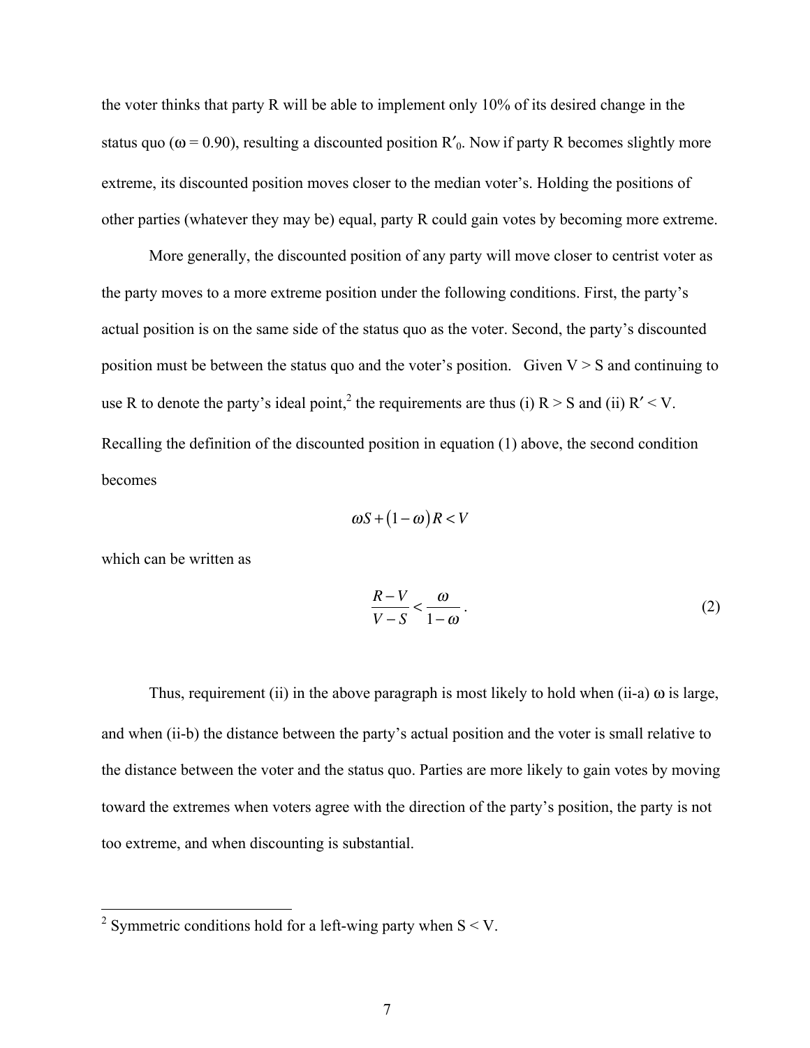the voter thinks that party R will be able to implement only 10% of its desired change in the status quo ($\omega = 0.90$), resulting a discounted position $R'_0$. Now if party R becomes slightly more extreme, its discounted position moves closer to the median voter's. Holding the positions of other parties (whatever they may be) equal, party R could gain votes by becoming more extreme.

More generally, the discounted position of any party will move closer to centrist voter as the party moves to a more extreme position under the following conditions. First, the party's actual position is on the same side of the status quo as the voter. Second, the party's discounted position must be between the status quo and the voter's position. Given $V > S$ and continuing to use R to denote the party's ideal point,[2] the requirements are thus (i) $R > S$ and (ii) $R' < V$. Recalling the definition of the discounted position in equation (1) above, the second condition becomes

$$\omega S + (1-\omega)R < V$$

which can be written as

$$\frac{R-V}{V-S} < \frac{\omega}{1-\omega}. \tag{2}$$

Thus, requirement (ii) in the above paragraph is most likely to hold when (ii-a) $\omega$ is large, and when (ii-b) the distance between the party's actual position and the voter is small relative to the distance between the voter and the status quo. Parties are more likely to gain votes by moving toward the extremes when voters agree with the direction of the party's position, the party is not too extreme, and when discounting is substantial.

[2] Symmetric conditions hold for a left-wing party when $S < V$.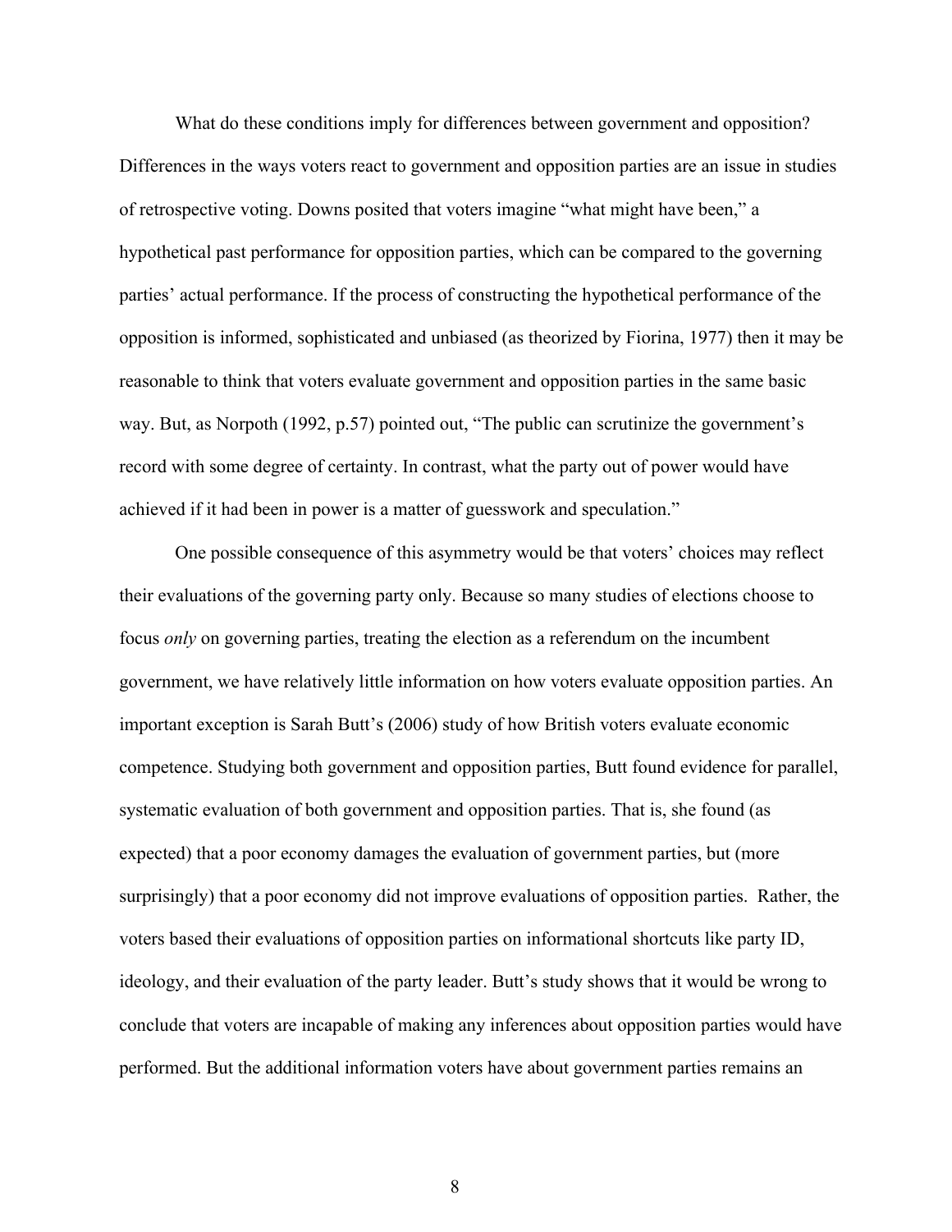What do these conditions imply for differences between government and opposition? Differences in the ways voters react to government and opposition parties are an issue in studies of retrospective voting. Downs posited that voters imagine "what might have been," a hypothetical past performance for opposition parties, which can be compared to the governing parties' actual performance. If the process of constructing the hypothetical performance of the opposition is informed, sophisticated and unbiased (as theorized by Fiorina, 1977) then it may be reasonable to think that voters evaluate government and opposition parties in the same basic way. But, as Norpoth (1992, p.57) pointed out, "The public can scrutinize the government's record with some degree of certainty. In contrast, what the party out of power would have achieved if it had been in power is a matter of guesswork and speculation."

One possible consequence of this asymmetry would be that voters' choices may reflect their evaluations of the governing party only. Because so many studies of elections choose to focus *only* on governing parties, treating the election as a referendum on the incumbent government, we have relatively little information on how voters evaluate opposition parties. An important exception is Sarah Butt's (2006) study of how British voters evaluate economic competence. Studying both government and opposition parties, Butt found evidence for parallel, systematic evaluation of both government and opposition parties. That is, she found (as expected) that a poor economy damages the evaluation of government parties, but (more surprisingly) that a poor economy did not improve evaluations of opposition parties. Rather, the voters based their evaluations of opposition parties on informational shortcuts like party ID, ideology, and their evaluation of the party leader. Butt's study shows that it would be wrong to conclude that voters are incapable of making any inferences about opposition parties would have performed. But the additional information voters have about government parties remains an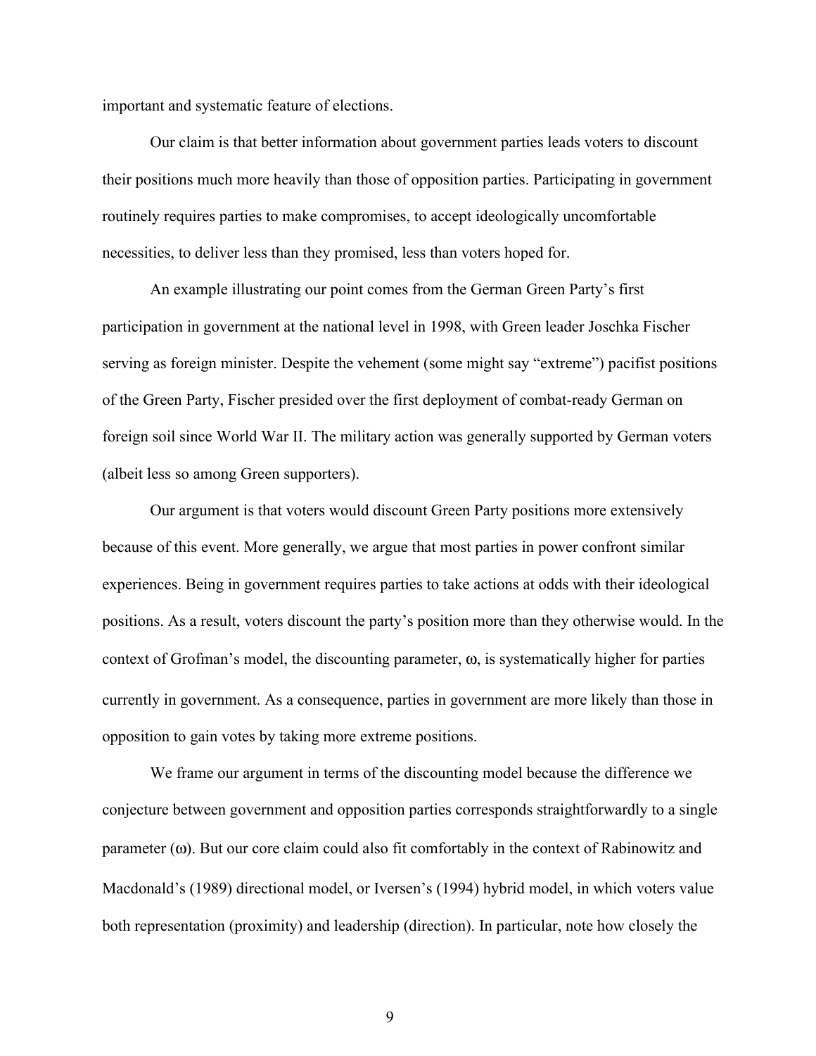important and systematic feature of elections.

Our claim is that better information about government parties leads voters to discount their positions much more heavily than those of opposition parties. Participating in government routinely requires parties to make compromises, to accept ideologically uncomfortable necessities, to deliver less than they promised, less than voters hoped for.

An example illustrating our point comes from the German Green Party's first participation in government at the national level in 1998, with Green leader Joschka Fischer serving as foreign minister. Despite the vehement (some might say "extreme") pacifist positions of the Green Party, Fischer presided over the first deployment of combat-ready German on foreign soil since World War II. The military action was generally supported by German voters (albeit less so among Green supporters).

Our argument is that voters would discount Green Party positions more extensively because of this event. More generally, we argue that most parties in power confront similar experiences. Being in government requires parties to take actions at odds with their ideological positions. As a result, voters discount the party's position more than they otherwise would. In the context of Grofman's model, the discounting parameter, $\omega$, is systematically higher for parties currently in government. As a consequence, parties in government are more likely than those in opposition to gain votes by taking more extreme positions.

We frame our argument in terms of the discounting model because the difference we conjecture between government and opposition parties corresponds straightforwardly to a single parameter ($\omega$). But our core claim could also fit comfortably in the context of Rabinowitz and Macdonald's (1989) directional model, or Iversen's (1994) hybrid model, in which voters value both representation (proximity) and leadership (direction). In particular, note how closely the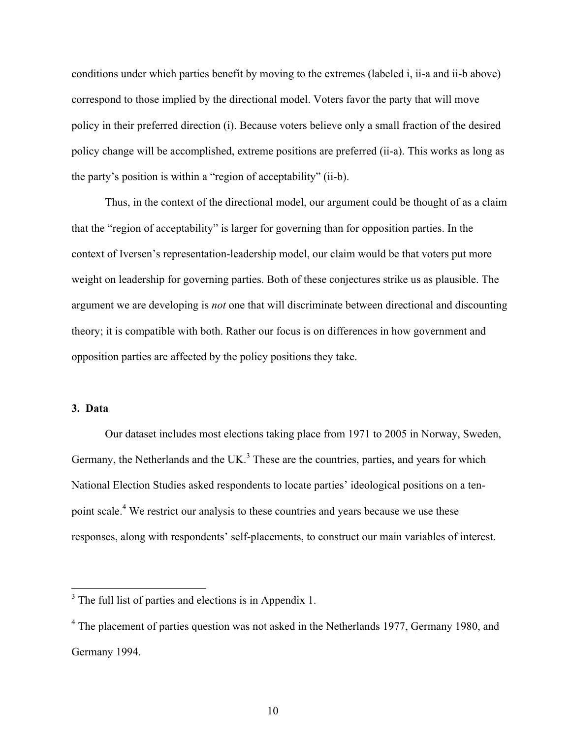conditions under which parties benefit by moving to the extremes (labeled i, ii-a and ii-b above) correspond to those implied by the directional model. Voters favor the party that will move policy in their preferred direction (i). Because voters believe only a small fraction of the desired policy change will be accomplished, extreme positions are preferred (ii-a). This works as long as the party's position is within a "region of acceptability" (ii-b).

Thus, in the context of the directional model, our argument could be thought of as a claim that the "region of acceptability" is larger for governing than for opposition parties. In the context of Iversen's representation-leadership model, our claim would be that voters put more weight on leadership for governing parties. Both of these conjectures strike us as plausible. The argument we are developing is *not* one that will discriminate between directional and discounting theory; it is compatible with both. Rather our focus is on differences in how government and opposition parties are affected by the policy positions they take.

### 3. Data

Our dataset includes most elections taking place from 1971 to 2005 in Norway, Sweden, Germany, the Netherlands and the UK.[3] These are the countries, parties, and years for which National Election Studies asked respondents to locate parties' ideological positions on a ten-point scale.[4] We restrict our analysis to these countries and years because we use these responses, along with respondents' self-placements, to construct our main variables of interest.

---

[3] The full list of parties and elections is in Appendix 1.

[4] The placement of parties question was not asked in the Netherlands 1977, Germany 1980, and Germany 1994.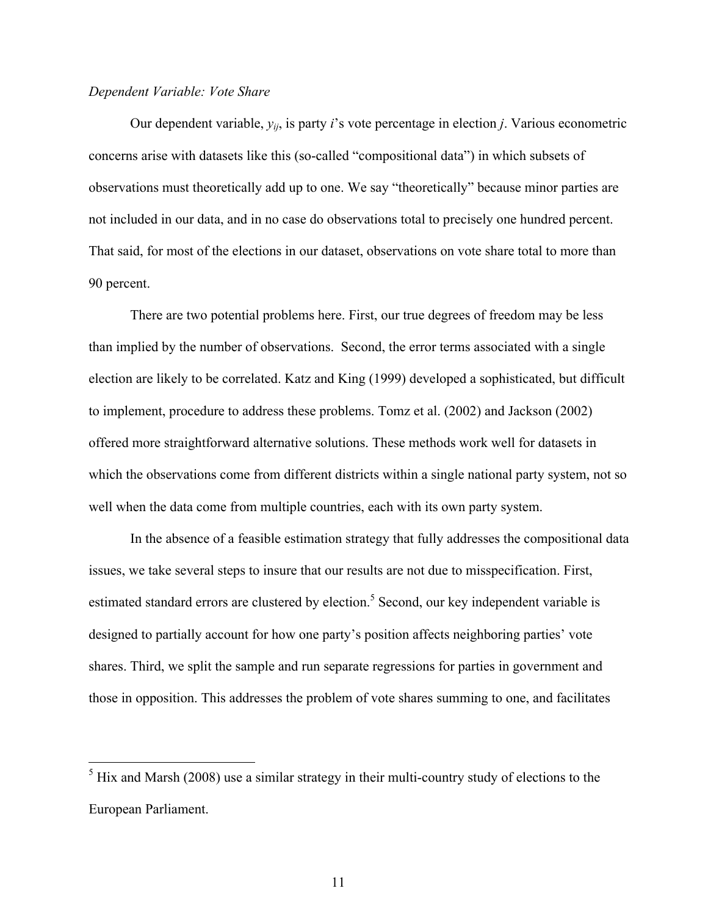*Dependent Variable: Vote Share*

Our dependent variable, $y_{ij}$, is party $i$'s vote percentage in election $j$. Various econometric concerns arise with datasets like this (so-called "compositional data") in which subsets of observations must theoretically add up to one. We say "theoretically" because minor parties are not included in our data, and in no case do observations total to precisely one hundred percent. That said, for most of the elections in our dataset, observations on vote share total to more than 90 percent.

There are two potential problems here. First, our true degrees of freedom may be less than implied by the number of observations. Second, the error terms associated with a single election are likely to be correlated. Katz and King (1999) developed a sophisticated, but difficult to implement, procedure to address these problems. Tomz et al. (2002) and Jackson (2002) offered more straightforward alternative solutions. These methods work well for datasets in which the observations come from different districts within a single national party system, not so well when the data come from multiple countries, each with its own party system.

In the absence of a feasible estimation strategy that fully addresses the compositional data issues, we take several steps to insure that our results are not due to misspecification. First, estimated standard errors are clustered by election.[5] Second, our key independent variable is designed to partially account for how one party's position affects neighboring parties' vote shares. Third, we split the sample and run separate regressions for parties in government and those in opposition. This addresses the problem of vote shares summing to one, and facilitates

[5] Hix and Marsh (2008) use a similar strategy in their multi-country study of elections to the European Parliament.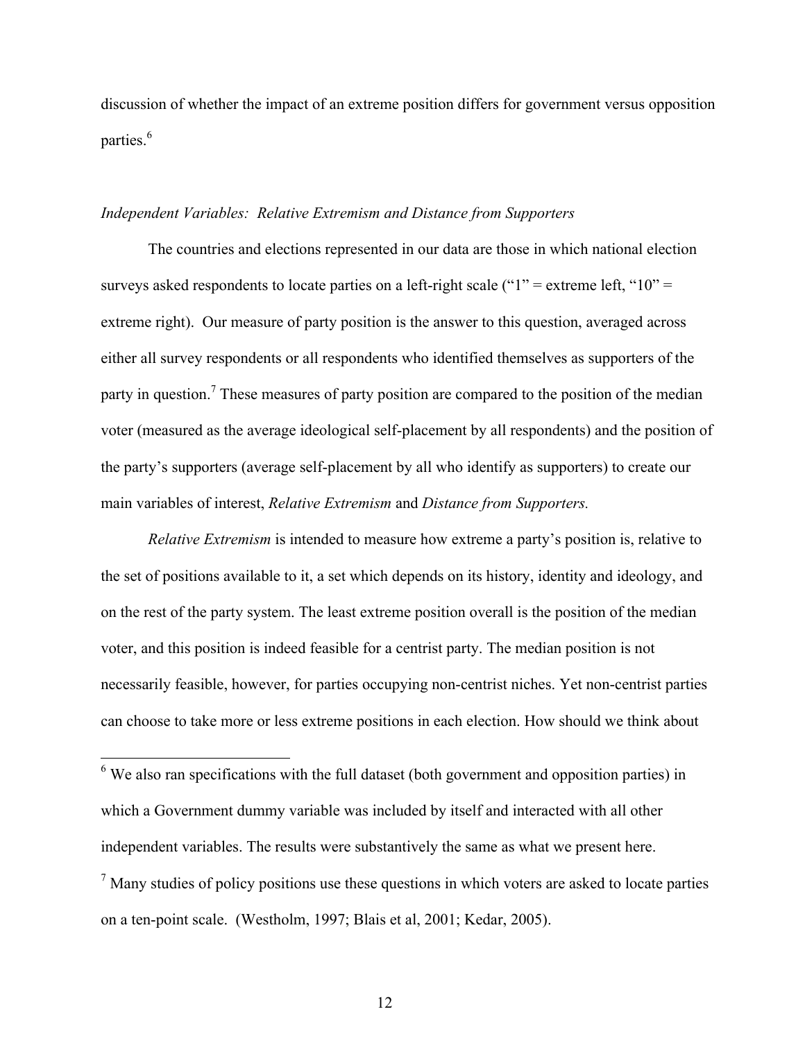discussion of whether the impact of an extreme position differs for government versus opposition parties.[6]

### *Independent Variables: Relative Extremism and Distance from Supporters*

The countries and elections represented in our data are those in which national election surveys asked respondents to locate parties on a left-right scale ("1" = extreme left, "10" = extreme right). Our measure of party position is the answer to this question, averaged across either all survey respondents or all respondents who identified themselves as supporters of the party in question.[7] These measures of party position are compared to the position of the median voter (measured as the average ideological self-placement by all respondents) and the position of the party's supporters (average self-placement by all who identify as supporters) to create our main variables of interest, *Relative Extremism* and *Distance from Supporters.*

*Relative Extremism* is intended to measure how extreme a party's position is, relative to the set of positions available to it, a set which depends on its history, identity and ideology, and on the rest of the party system. The least extreme position overall is the position of the median voter, and this position is indeed feasible for a centrist party. The median position is not necessarily feasible, however, for parties occupying non-centrist niches. Yet non-centrist parties can choose to take more or less extreme positions in each election. How should we think about

---

[6] We also ran specifications with the full dataset (both government and opposition parties) in which a Government dummy variable was included by itself and interacted with all other independent variables. The results were substantively the same as what we present here.

[7] Many studies of policy positions use these questions in which voters are asked to locate parties on a ten-point scale. (Westholm, 1997; Blais et al, 2001; Kedar, 2005).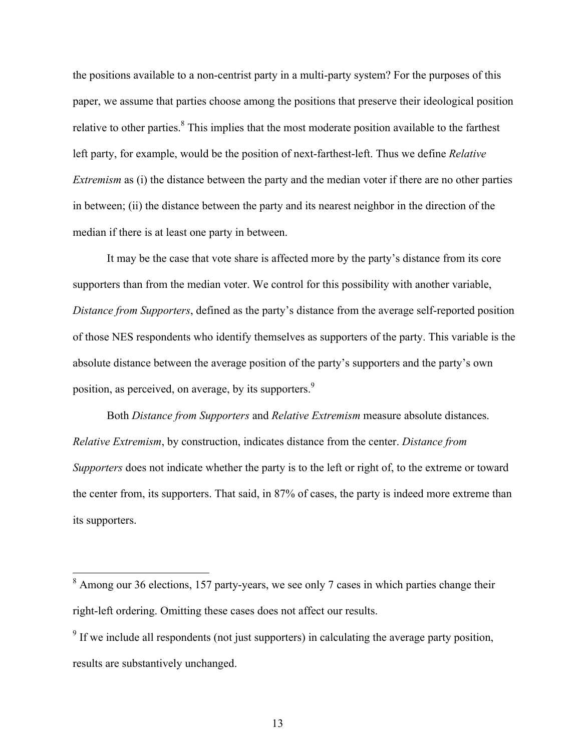the positions available to a non-centrist party in a multi-party system? For the purposes of this paper, we assume that parties choose among the positions that preserve their ideological position relative to other parties.[8] This implies that the most moderate position available to the farthest left party, for example, would be the position of next-farthest-left. Thus we define *Relative Extremism* as (i) the distance between the party and the median voter if there are no other parties in between; (ii) the distance between the party and its nearest neighbor in the direction of the median if there is at least one party in between.

It may be the case that vote share is affected more by the party's distance from its core supporters than from the median voter. We control for this possibility with another variable, *Distance from Supporters*, defined as the party's distance from the average self-reported position of those NES respondents who identify themselves as supporters of the party. This variable is the absolute distance between the average position of the party's supporters and the party's own position, as perceived, on average, by its supporters.[9]

Both *Distance from Supporters* and *Relative Extremism* measure absolute distances. *Relative Extremism*, by construction, indicates distance from the center. *Distance from Supporters* does not indicate whether the party is to the left or right of, to the extreme or toward the center from, its supporters. That said, in 87% of cases, the party is indeed more extreme than its supporters.

---

[8] Among our 36 elections, 157 party-years, we see only 7 cases in which parties change their right-left ordering. Omitting these cases does not affect our results.

[9] If we include all respondents (not just supporters) in calculating the average party position, results are substantively unchanged.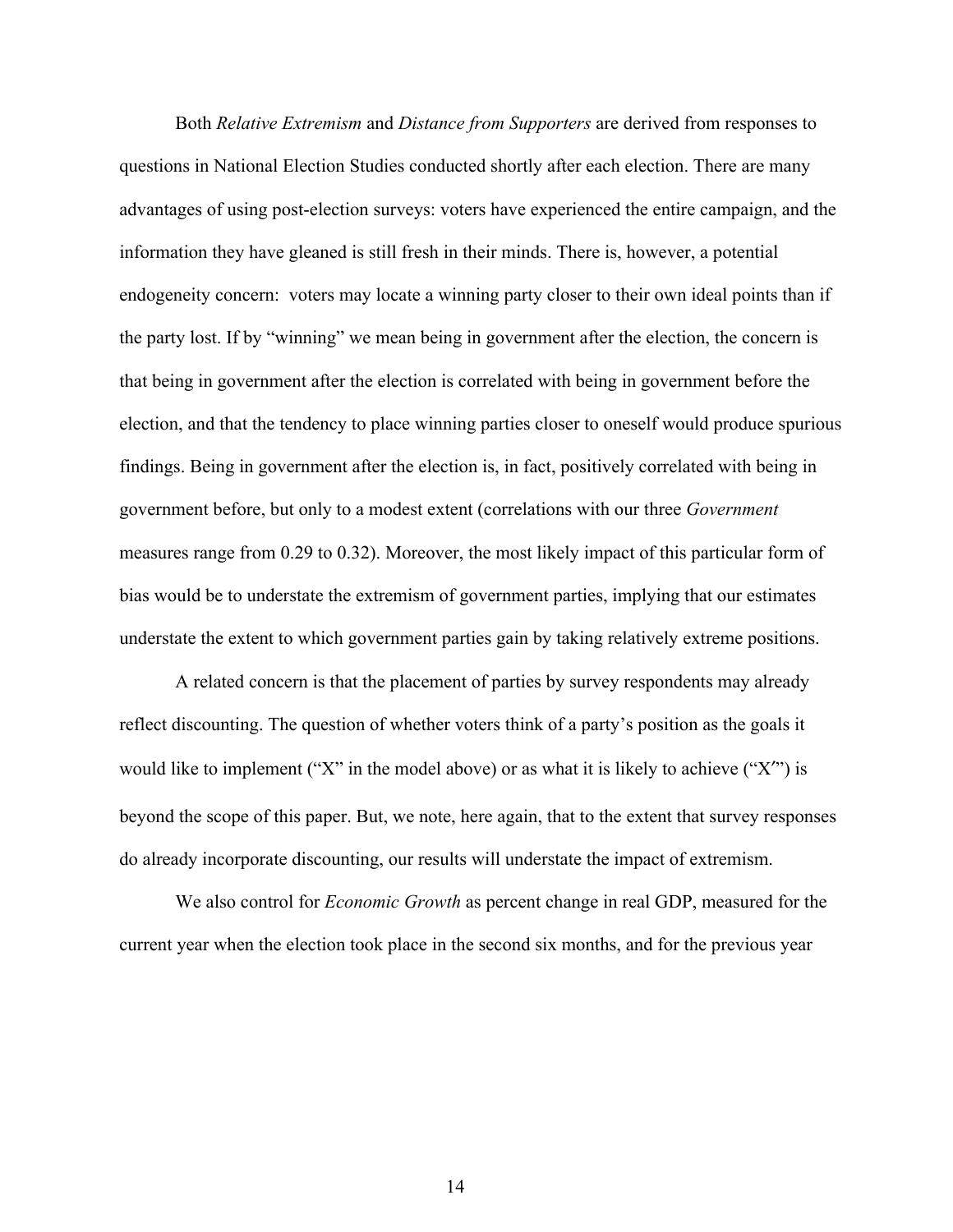Both *Relative Extremism* and *Distance from Supporters* are derived from responses to questions in National Election Studies conducted shortly after each election. There are many advantages of using post-election surveys: voters have experienced the entire campaign, and the information they have gleaned is still fresh in their minds. There is, however, a potential endogeneity concern: voters may locate a winning party closer to their own ideal points than if the party lost. If by "winning" we mean being in government after the election, the concern is that being in government after the election is correlated with being in government before the election, and that the tendency to place winning parties closer to oneself would produce spurious findings. Being in government after the election is, in fact, positively correlated with being in government before, but only to a modest extent (correlations with our three *Government* measures range from 0.29 to 0.32). Moreover, the most likely impact of this particular form of bias would be to understate the extremism of government parties, implying that our estimates understate the extent to which government parties gain by taking relatively extreme positions.

A related concern is that the placement of parties by survey respondents may already reflect discounting. The question of whether voters think of a party's position as the goals it would like to implement ("X" in the model above) or as what it is likely to achieve ("X′") is beyond the scope of this paper. But, we note, here again, that to the extent that survey responses do already incorporate discounting, our results will understate the impact of extremism.

We also control for *Economic Growth* as percent change in real GDP, measured for the current year when the election took place in the second six months, and for the previous year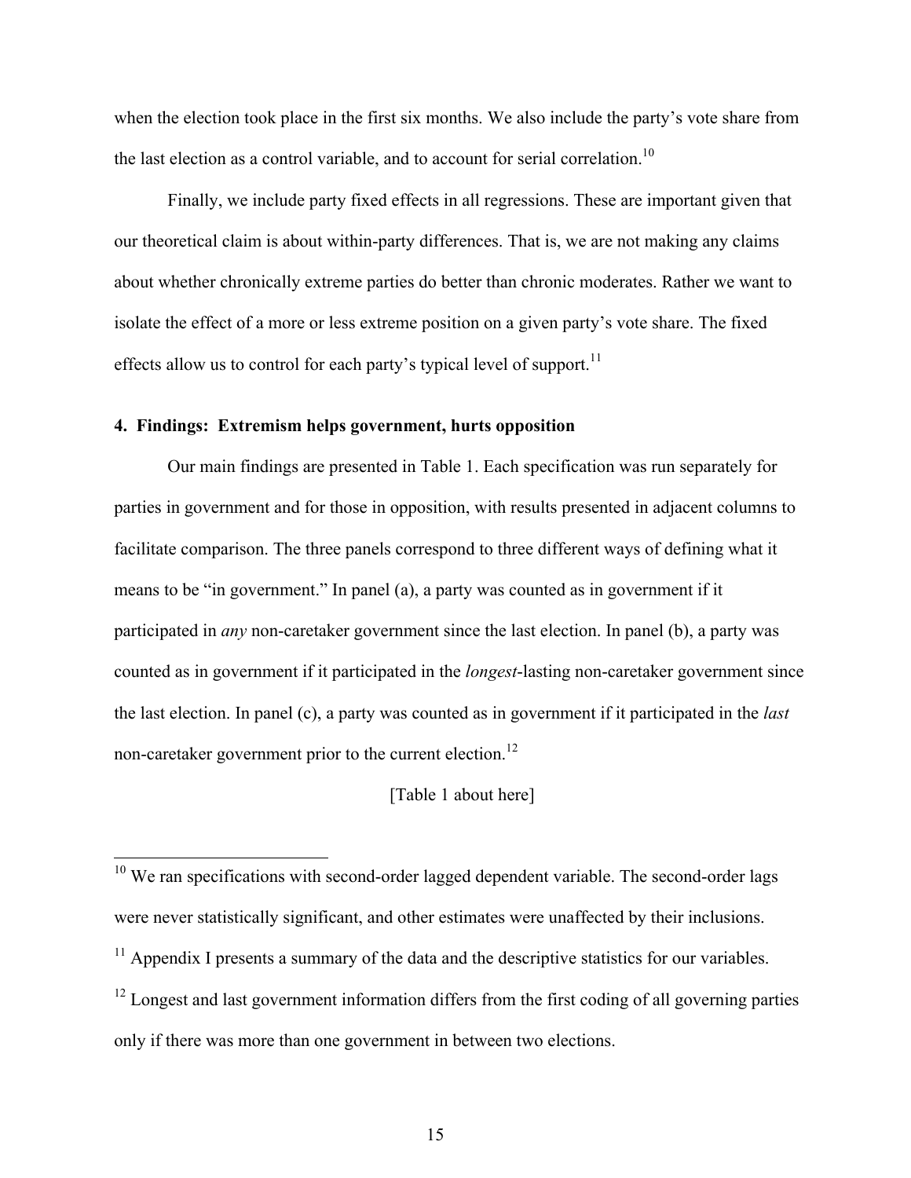when the election took place in the first six months. We also include the party's vote share from the last election as a control variable, and to account for serial correlation.[10]

Finally, we include party fixed effects in all regressions. These are important given that our theoretical claim is about within-party differences. That is, we are not making any claims about whether chronically extreme parties do better than chronic moderates. Rather we want to isolate the effect of a more or less extreme position on a given party's vote share. The fixed effects allow us to control for each party's typical level of support.[11]

## 4. Findings: Extremism helps government, hurts opposition

Our main findings are presented in Table 1. Each specification was run separately for parties in government and for those in opposition, with results presented in adjacent columns to facilitate comparison. The three panels correspond to three different ways of defining what it means to be "in government." In panel (a), a party was counted as in government if it participated in *any* non-caretaker government since the last election. In panel (b), a party was counted as in government if it participated in the *longest*-lasting non-caretaker government since the last election. In panel (c), a party was counted as in government if it participated in the *last* non-caretaker government prior to the current election.[12]

[Table 1 about here]

[10] We ran specifications with second-order lagged dependent variable. The second-order lags were never statistically significant, and other estimates were unaffected by their inclusions.

[11] Appendix I presents a summary of the data and the descriptive statistics for our variables.

[12] Longest and last government information differs from the first coding of all governing parties only if there was more than one government in between two elections.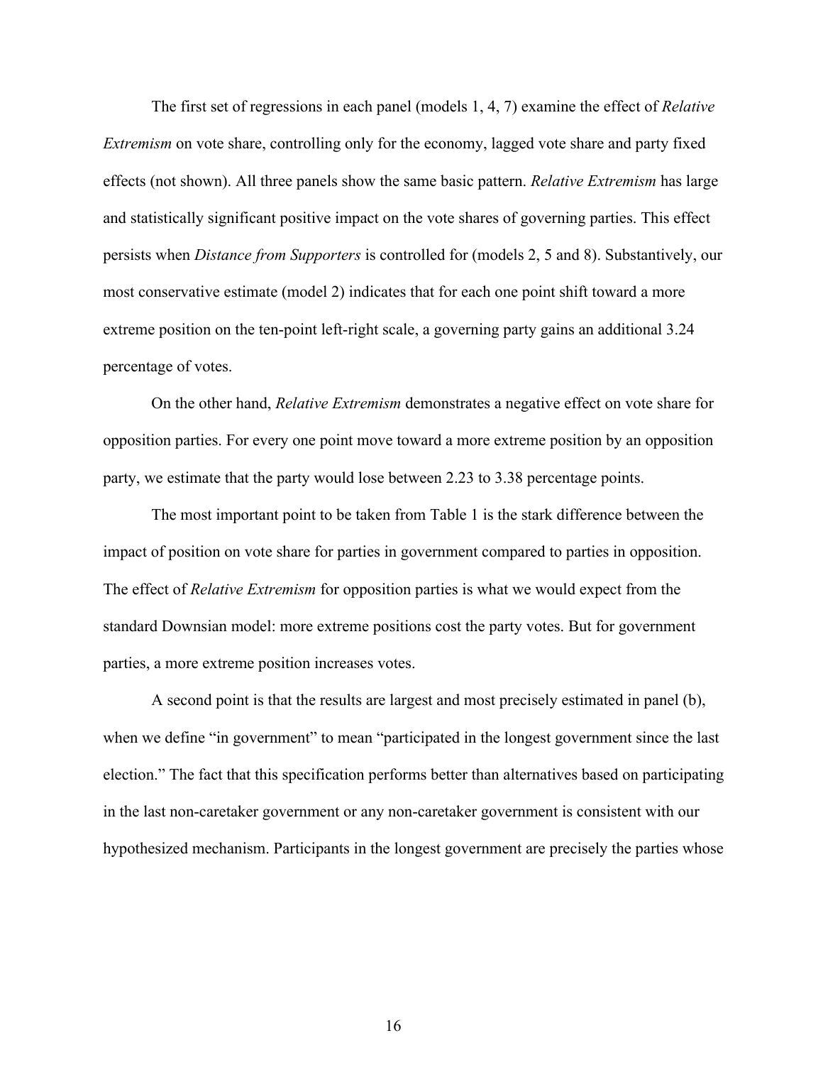The first set of regressions in each panel (models 1, 4, 7) examine the effect of *Relative Extremism* on vote share, controlling only for the economy, lagged vote share and party fixed effects (not shown). All three panels show the same basic pattern. *Relative Extremism* has large and statistically significant positive impact on the vote shares of governing parties. This effect persists when *Distance from Supporters* is controlled for (models 2, 5 and 8). Substantively, our most conservative estimate (model 2) indicates that for each one point shift toward a more extreme position on the ten-point left-right scale, a governing party gains an additional 3.24 percentage of votes.

On the other hand, *Relative Extremism* demonstrates a negative effect on vote share for opposition parties. For every one point move toward a more extreme position by an opposition party, we estimate that the party would lose between 2.23 to 3.38 percentage points.

The most important point to be taken from Table 1 is the stark difference between the impact of position on vote share for parties in government compared to parties in opposition. The effect of *Relative Extremism* for opposition parties is what we would expect from the standard Downsian model: more extreme positions cost the party votes. But for government parties, a more extreme position increases votes.

A second point is that the results are largest and most precisely estimated in panel (b), when we define "in government" to mean "participated in the longest government since the last election." The fact that this specification performs better than alternatives based on participating in the last non-caretaker government or any non-caretaker government is consistent with our hypothesized mechanism. Participants in the longest government are precisely the parties whose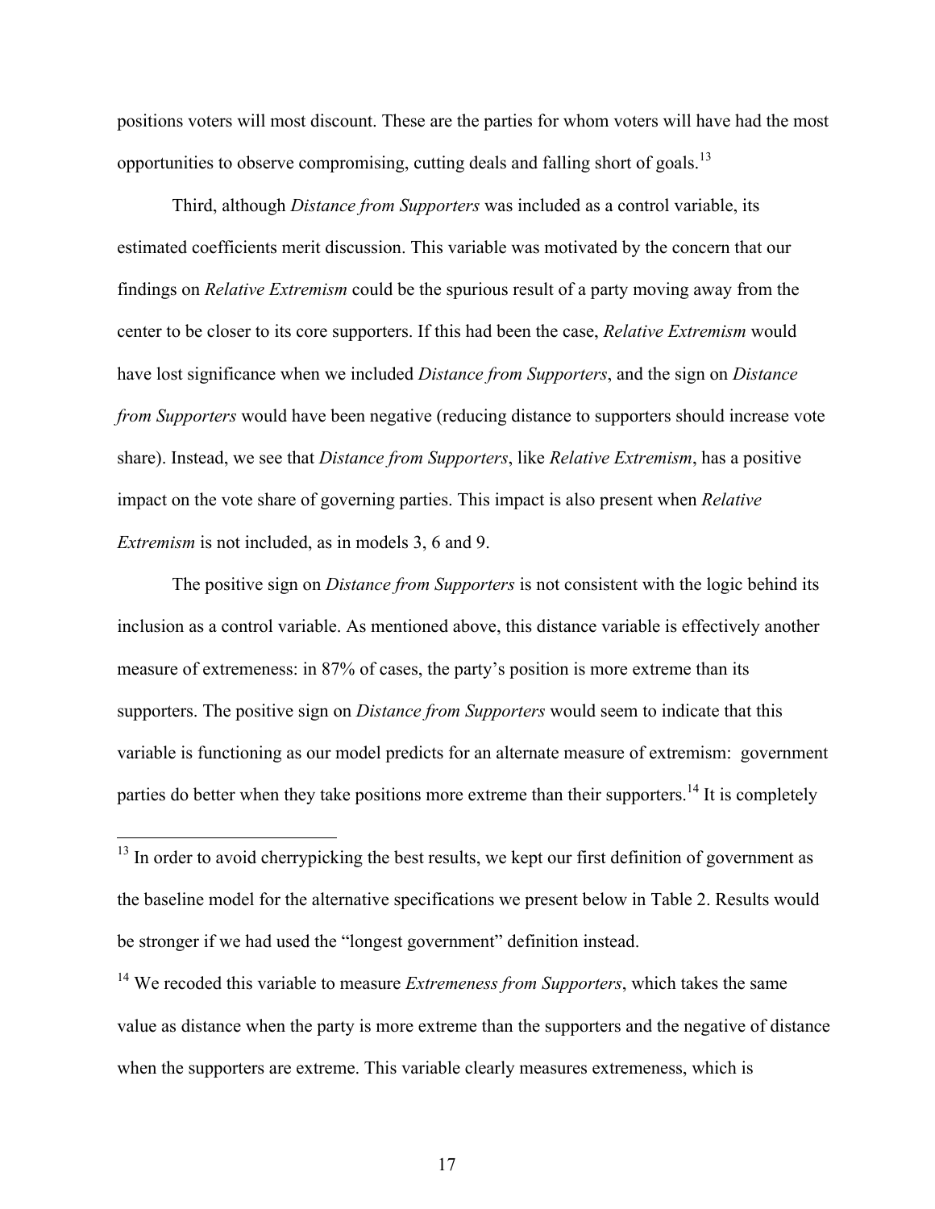positions voters will most discount. These are the parties for whom voters will have had the most opportunities to observe compromising, cutting deals and falling short of goals.[13]

Third, although *Distance from Supporters* was included as a control variable, its estimated coefficients merit discussion. This variable was motivated by the concern that our findings on *Relative Extremism* could be the spurious result of a party moving away from the center to be closer to its core supporters. If this had been the case, *Relative Extremism* would have lost significance when we included *Distance from Supporters*, and the sign on *Distance from Supporters* would have been negative (reducing distance to supporters should increase vote share). Instead, we see that *Distance from Supporters*, like *Relative Extremism*, has a positive impact on the vote share of governing parties. This impact is also present when *Relative Extremism* is not included, as in models 3, 6 and 9.

The positive sign on *Distance from Supporters* is not consistent with the logic behind its inclusion as a control variable. As mentioned above, this distance variable is effectively another measure of extremeness: in 87% of cases, the party's position is more extreme than its supporters. The positive sign on *Distance from Supporters* would seem to indicate that this variable is functioning as our model predicts for an alternate measure of extremism: government parties do better when they take positions more extreme than their supporters.[14] It is completely

---

[13] In order to avoid cherrypicking the best results, we kept our first definition of government as the baseline model for the alternative specifications we present below in Table 2. Results would be stronger if we had used the "longest government" definition instead.

[14] We recoded this variable to measure *Extremeness from Supporters*, which takes the same value as distance when the party is more extreme than the supporters and the negative of distance when the supporters are extreme. This variable clearly measures extremeness, which is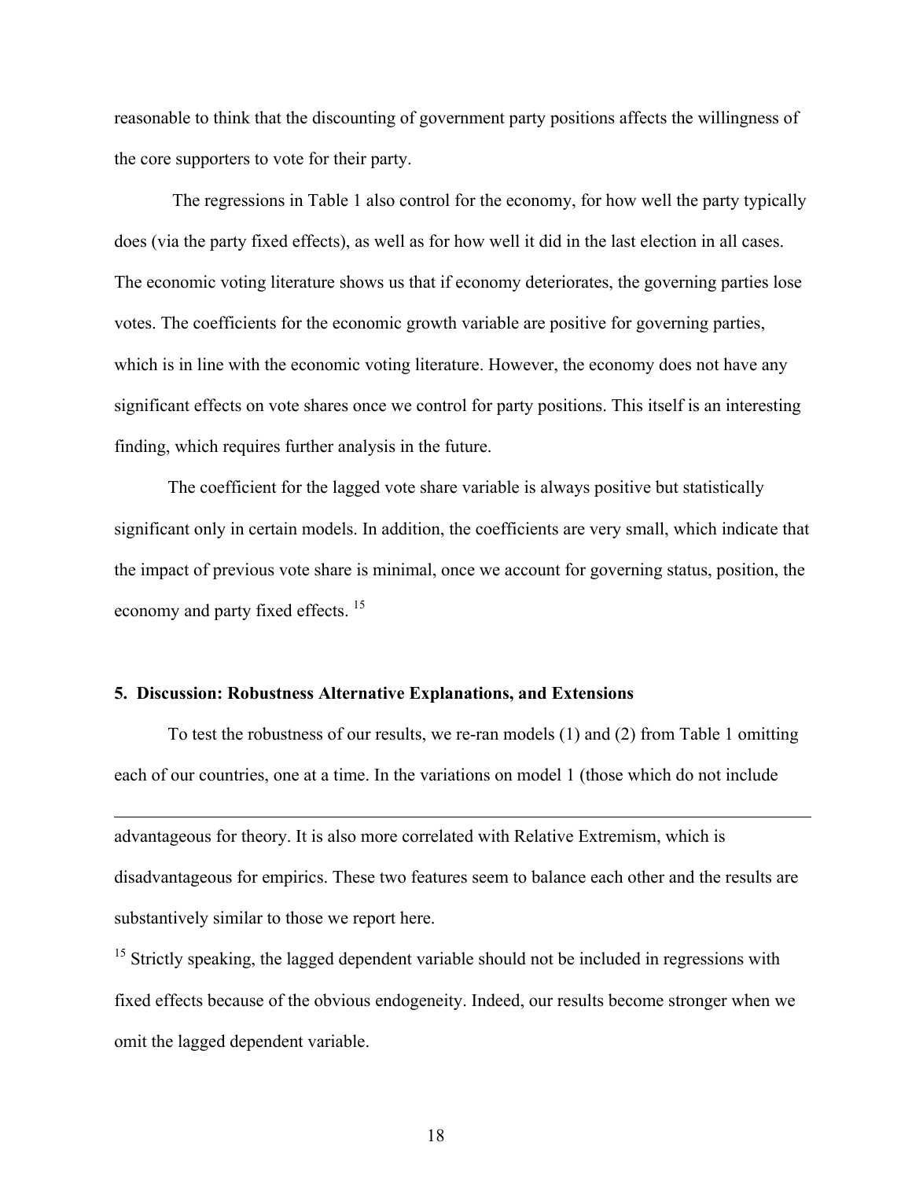reasonable to think that the discounting of government party positions affects the willingness of the core supporters to vote for their party.

The regressions in Table 1 also control for the economy, for how well the party typically does (via the party fixed effects), as well as for how well it did in the last election in all cases. The economic voting literature shows us that if economy deteriorates, the governing parties lose votes. The coefficients for the economic growth variable are positive for governing parties, which is in line with the economic voting literature. However, the economy does not have any significant effects on vote shares once we control for party positions. This itself is an interesting finding, which requires further analysis in the future.

The coefficient for the lagged vote share variable is always positive but statistically significant only in certain models. In addition, the coefficients are very small, which indicate that the impact of previous vote share is minimal, once we account for governing status, position, the economy and party fixed effects. [15]

**5. Discussion: Robustness Alternative Explanations, and Extensions**

To test the robustness of our results, we re-ran models (1) and (2) from Table 1 omitting each of our countries, one at a time. In the variations on model 1 (those which do not include

---

advantageous for theory. It is also more correlated with Relative Extremism, which is disadvantageous for empirics. These two features seem to balance each other and the results are substantively similar to those we report here.

[15] Strictly speaking, the lagged dependent variable should not be included in regressions with fixed effects because of the obvious endogeneity. Indeed, our results become stronger when we omit the lagged dependent variable.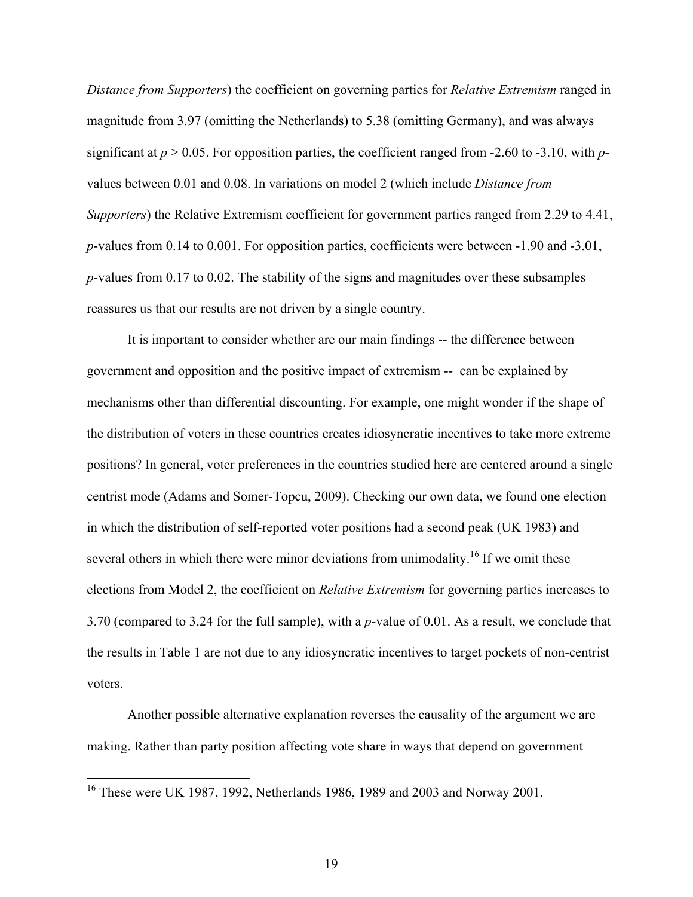*Distance from Supporters*) the coefficient on governing parties for *Relative Extremism* ranged in magnitude from 3.97 (omitting the Netherlands) to 5.38 (omitting Germany), and was always significant at $p > 0.05$. For opposition parties, the coefficient ranged from -2.60 to -3.10, with $p$-values between 0.01 and 0.08. In variations on model 2 (which include *Distance from Supporters*) the Relative Extremism coefficient for government parties ranged from 2.29 to 4.41, $p$-values from 0.14 to 0.001. For opposition parties, coefficients were between -1.90 and -3.01, $p$-values from 0.17 to 0.02. The stability of the signs and magnitudes over these subsamples reassures us that our results are not driven by a single country.

It is important to consider whether are our main findings -- the difference between government and opposition and the positive impact of extremism -- can be explained by mechanisms other than differential discounting. For example, one might wonder if the shape of the distribution of voters in these countries creates idiosyncratic incentives to take more extreme positions? In general, voter preferences in the countries studied here are centered around a single centrist mode (Adams and Somer-Topcu, 2009). Checking our own data, we found one election in which the distribution of self-reported voter positions had a second peak (UK 1983) and several others in which there were minor deviations from unimodality.[16] If we omit these elections from Model 2, the coefficient on *Relative Extremism* for governing parties increases to 3.70 (compared to 3.24 for the full sample), with a $p$-value of 0.01. As a result, we conclude that the results in Table 1 are not due to any idiosyncratic incentives to target pockets of non-centrist voters.

Another possible alternative explanation reverses the causality of the argument we are making. Rather than party position affecting vote share in ways that depend on government

[16] These were UK 1987, 1992, Netherlands 1986, 1989 and 2003 and Norway 2001.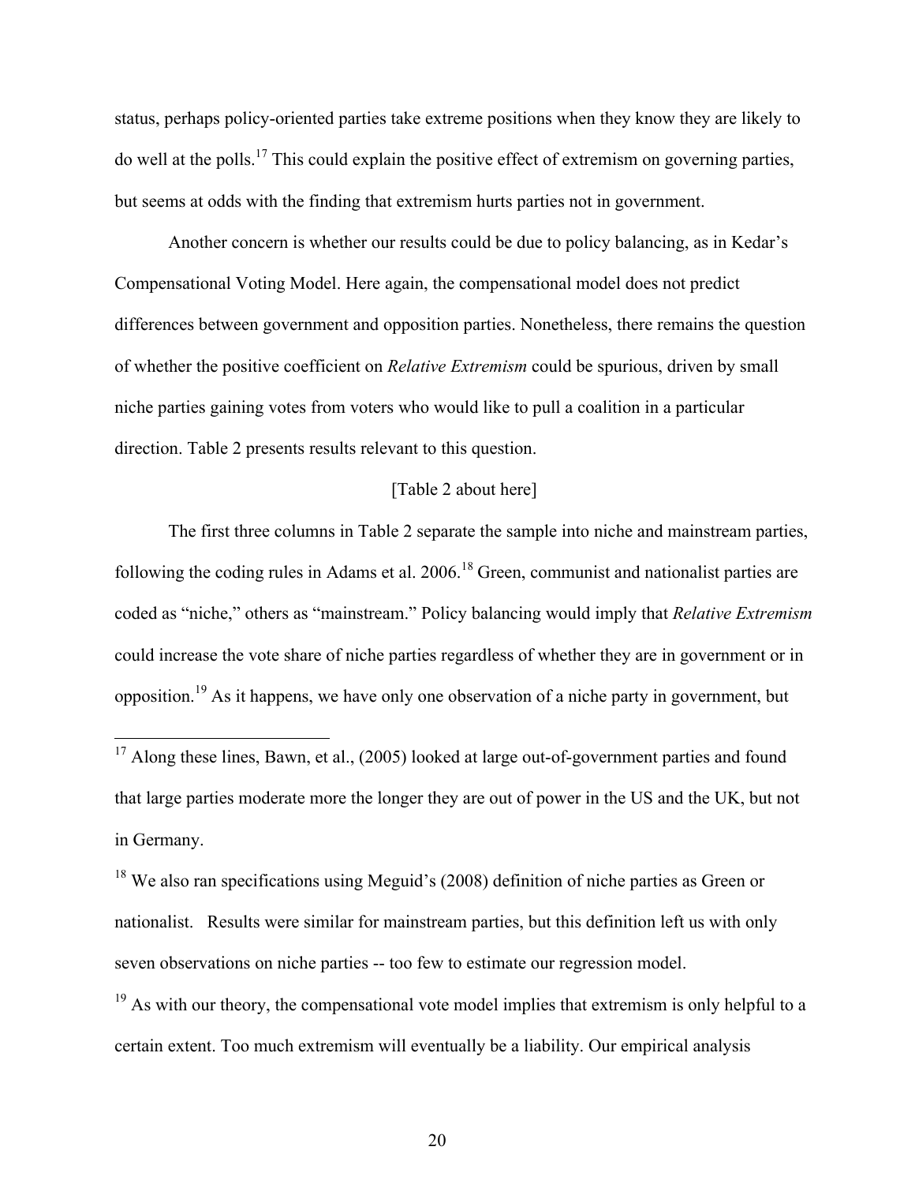status, perhaps policy-oriented parties take extreme positions when they know they are likely to do well at the polls.[17] This could explain the positive effect of extremism on governing parties, but seems at odds with the finding that extremism hurts parties not in government.

Another concern is whether our results could be due to policy balancing, as in Kedar's Compensational Voting Model. Here again, the compensational model does not predict differences between government and opposition parties. Nonetheless, there remains the question of whether the positive coefficient on *Relative Extremism* could be spurious, driven by small niche parties gaining votes from voters who would like to pull a coalition in a particular direction. Table 2 presents results relevant to this question.

[Table 2 about here]

The first three columns in Table 2 separate the sample into niche and mainstream parties, following the coding rules in Adams et al. 2006.[18] Green, communist and nationalist parties are coded as "niche," others as "mainstream." Policy balancing would imply that *Relative Extremism* could increase the vote share of niche parties regardless of whether they are in government or in opposition.[19] As it happens, we have only one observation of a niche party in government, but

---

[17] Along these lines, Bawn, et al., (2005) looked at large out-of-government parties and found that large parties moderate more the longer they are out of power in the US and the UK, but not in Germany.

[18] We also ran specifications using Meguid's (2008) definition of niche parties as Green or nationalist. Results were similar for mainstream parties, but this definition left us with only seven observations on niche parties -- too few to estimate our regression model.

[19] As with our theory, the compensational vote model implies that extremism is only helpful to a certain extent. Too much extremism will eventually be a liability. Our empirical analysis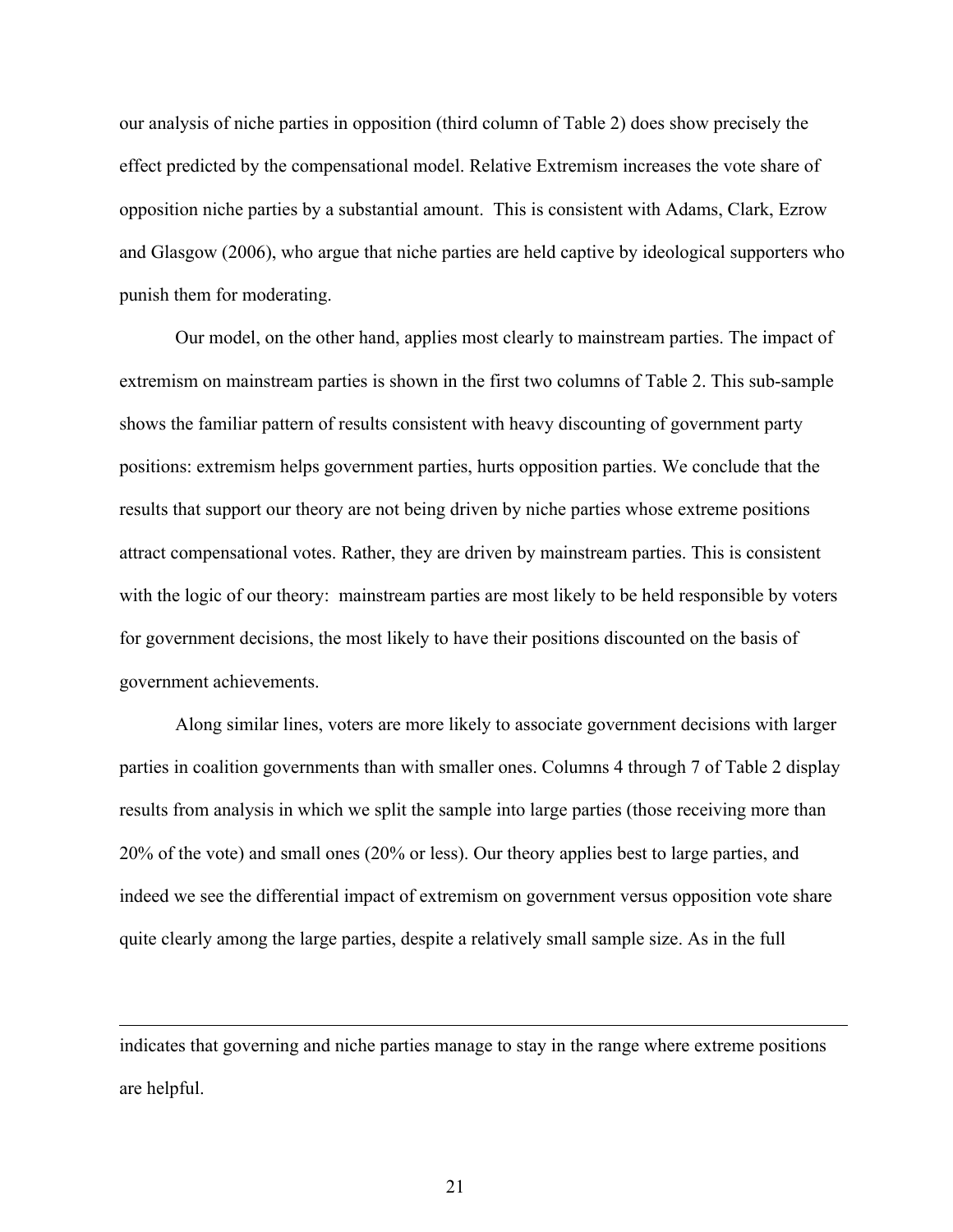our analysis of niche parties in opposition (third column of Table 2) does show precisely the effect predicted by the compensational model. Relative Extremism increases the vote share of opposition niche parties by a substantial amount. This is consistent with Adams, Clark, Ezrow and Glasgow (2006), who argue that niche parties are held captive by ideological supporters who punish them for moderating.

Our model, on the other hand, applies most clearly to mainstream parties. The impact of extremism on mainstream parties is shown in the first two columns of Table 2. This sub-sample shows the familiar pattern of results consistent with heavy discounting of government party positions: extremism helps government parties, hurts opposition parties. We conclude that the results that support our theory are not being driven by niche parties whose extreme positions attract compensational votes. Rather, they are driven by mainstream parties. This is consistent with the logic of our theory: mainstream parties are most likely to be held responsible by voters for government decisions, the most likely to have their positions discounted on the basis of government achievements.

Along similar lines, voters are more likely to associate government decisions with larger parties in coalition governments than with smaller ones. Columns 4 through 7 of Table 2 display results from analysis in which we split the sample into large parties (those receiving more than 20% of the vote) and small ones (20% or less). Our theory applies best to large parties, and indeed we see the differential impact of extremism on government versus opposition vote share quite clearly among the large parties, despite a relatively small sample size. As in the full

---

indicates that governing and niche parties manage to stay in the range where extreme positions are helpful.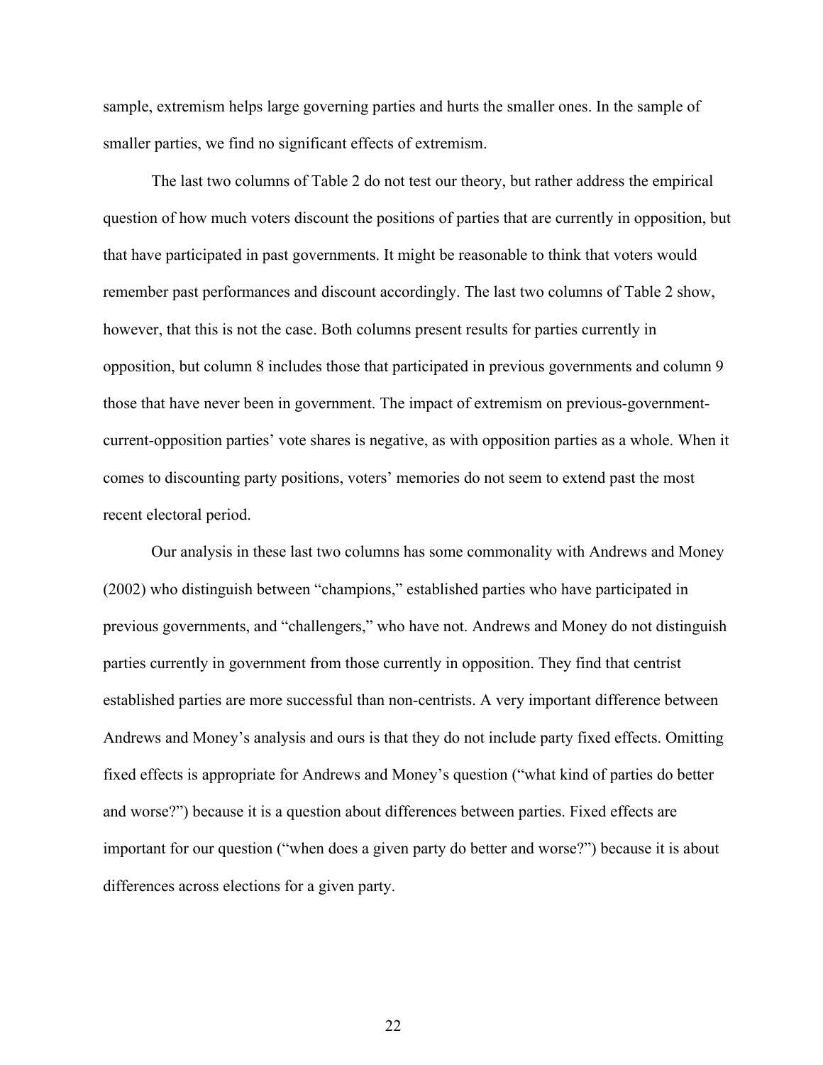sample, extremism helps large governing parties and hurts the smaller ones. In the sample of smaller parties, we find no significant effects of extremism.

The last two columns of Table 2 do not test our theory, but rather address the empirical question of how much voters discount the positions of parties that are currently in opposition, but that have participated in past governments. It might be reasonable to think that voters would remember past performances and discount accordingly. The last two columns of Table 2 show, however, that this is not the case. Both columns present results for parties currently in opposition, but column 8 includes those that participated in previous governments and column 9 those that have never been in government. The impact of extremism on previous-government-current-opposition parties' vote shares is negative, as with opposition parties as a whole. When it comes to discounting party positions, voters' memories do not seem to extend past the most recent electoral period.

Our analysis in these last two columns has some commonality with Andrews and Money (2002) who distinguish between "champions," established parties who have participated in previous governments, and "challengers," who have not. Andrews and Money do not distinguish parties currently in government from those currently in opposition. They find that centrist established parties are more successful than non-centrists. A very important difference between Andrews and Money's analysis and ours is that they do not include party fixed effects. Omitting fixed effects is appropriate for Andrews and Money's question ("what kind of parties do better and worse?") because it is a question about differences between parties. Fixed effects are important for our question ("when does a given party do better and worse?") because it is about differences across elections for a given party.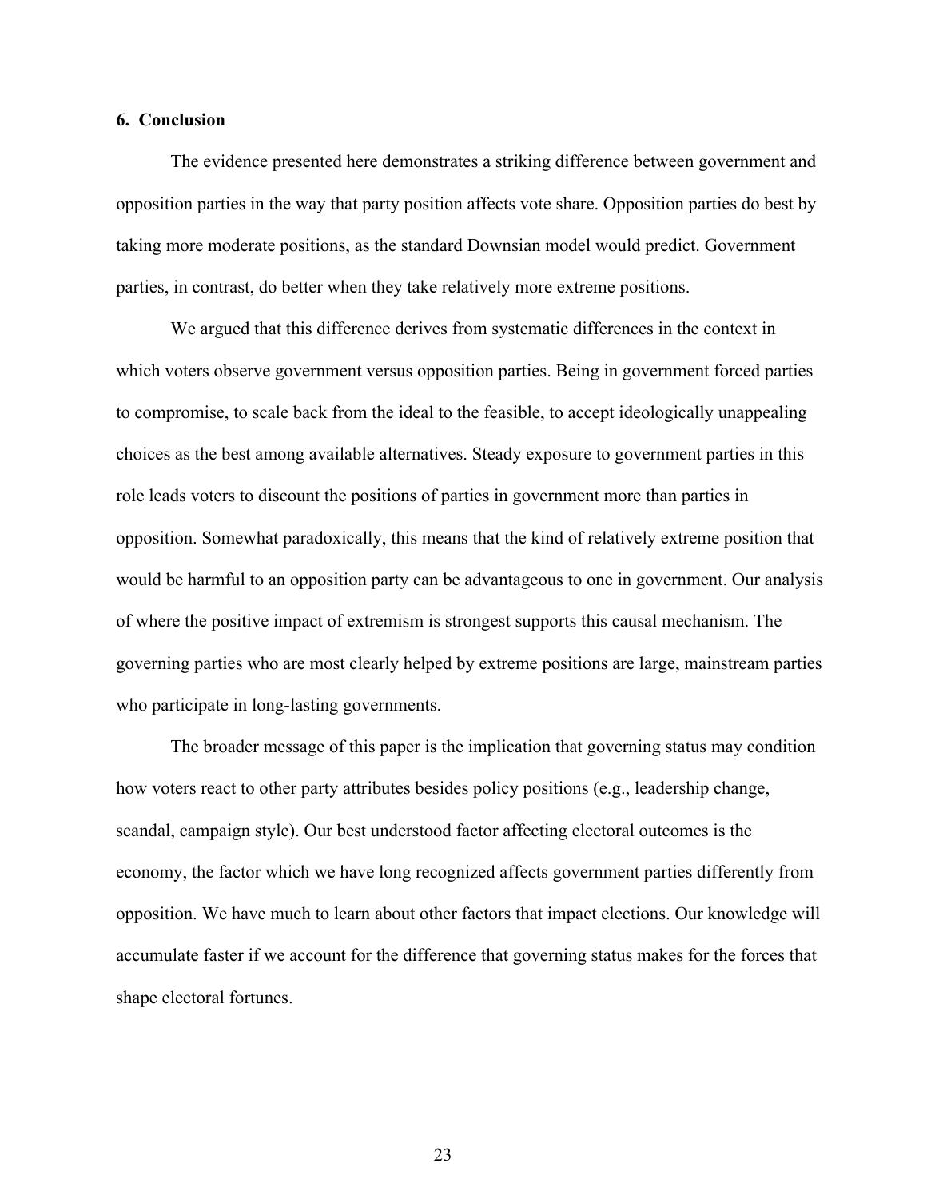## 6. Conclusion

The evidence presented here demonstrates a striking difference between government and opposition parties in the way that party position affects vote share. Opposition parties do best by taking more moderate positions, as the standard Downsian model would predict. Government parties, in contrast, do better when they take relatively more extreme positions.

We argued that this difference derives from systematic differences in the context in which voters observe government versus opposition parties. Being in government forced parties to compromise, to scale back from the ideal to the feasible, to accept ideologically unappealing choices as the best among available alternatives. Steady exposure to government parties in this role leads voters to discount the positions of parties in government more than parties in opposition. Somewhat paradoxically, this means that the kind of relatively extreme position that would be harmful to an opposition party can be advantageous to one in government. Our analysis of where the positive impact of extremism is strongest supports this causal mechanism. The governing parties who are most clearly helped by extreme positions are large, mainstream parties who participate in long-lasting governments.

The broader message of this paper is the implication that governing status may condition how voters react to other party attributes besides policy positions (e.g., leadership change, scandal, campaign style). Our best understood factor affecting electoral outcomes is the economy, the factor which we have long recognized affects government parties differently from opposition. We have much to learn about other factors that impact elections. Our knowledge will accumulate faster if we account for the difference that governing status makes for the forces that shape electoral fortunes.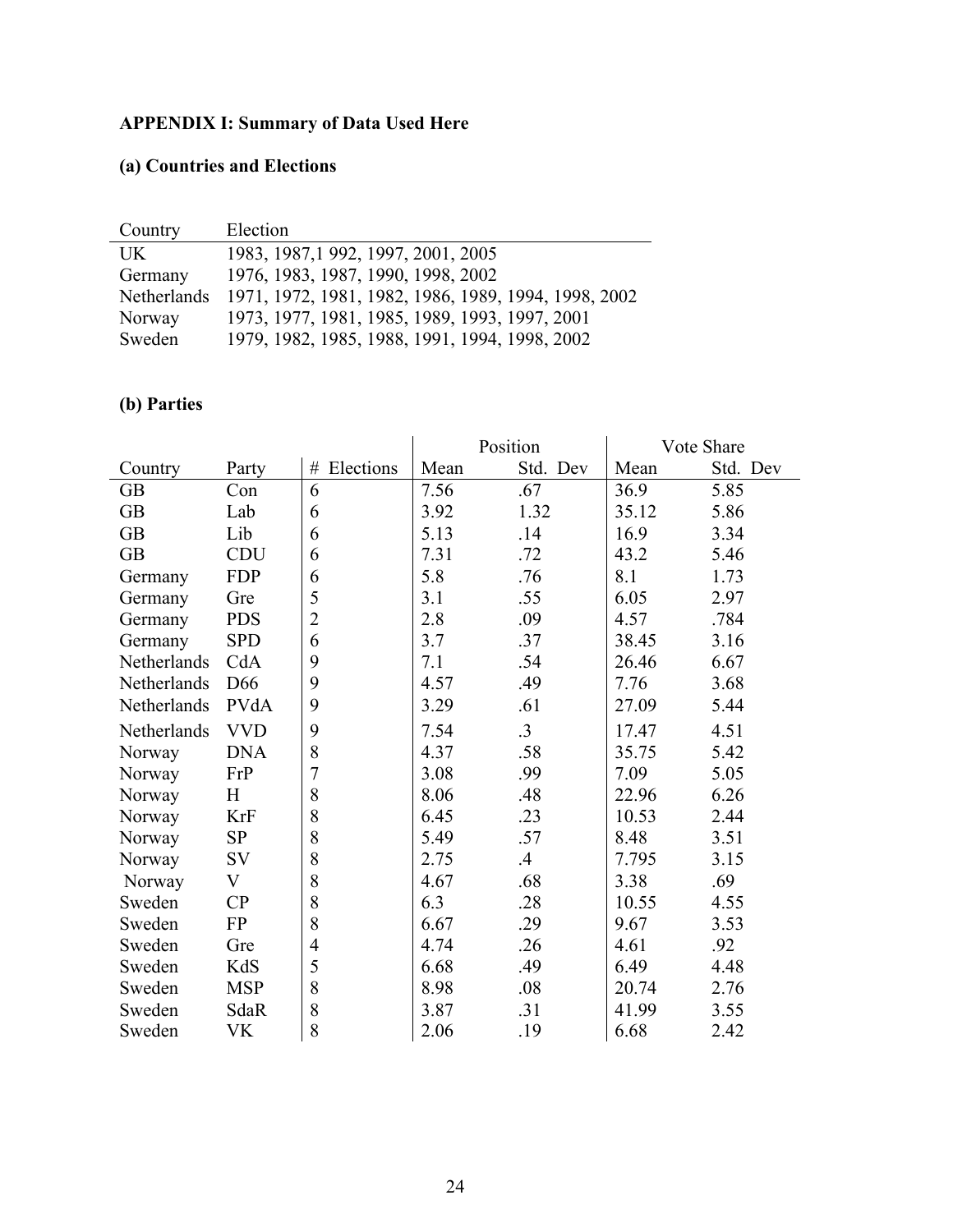**APPENDIX I: Summary of Data Used Here**

**(a) Countries and Elections**

| Country | Election |
|---|---|
| UK | 1983, 1987,1 992, 1997, 2001, 2005 |
| Germany | 1976, 1983, 1987, 1990, 1998, 2002 |
| Netherlands | 1971, 1972, 1981, 1982, 1986, 1989, 1994, 1998, 2002 |
| Norway | 1973, 1977, 1981, 1985, 1989, 1993, 1997, 2001 |
| Sweden | 1979, 1982, 1985, 1988, 1991, 1994, 1998, 2002 |

**(b) Parties**

| | | | Position | | Vote Share | |
|---|---|---|---|---|---|---|
| Country | Party | # Elections | Mean | Std. Dev | Mean | Std. Dev |
| GB | Con | 6 | 7.56 | .67 | 36.9 | 5.85 |
| GB | Lab | 6 | 3.92 | 1.32 | 35.12 | 5.86 |
| GB | Lib | 6 | 5.13 | .14 | 16.9 | 3.34 |
| GB | CDU | 6 | 7.31 | .72 | 43.2 | 5.46 |
| Germany | FDP | 6 | 5.8 | .76 | 8.1 | 1.73 |
| Germany | Gre | 5 | 3.1 | .55 | 6.05 | 2.97 |
| Germany | PDS | 2 | 2.8 | .09 | 4.57 | .784 |
| Germany | SPD | 6 | 3.7 | .37 | 38.45 | 3.16 |
| Netherlands | CdA | 9 | 7.1 | .54 | 26.46 | 6.67 |
| Netherlands | D66 | 9 | 4.57 | .49 | 7.76 | 3.68 |
| Netherlands | PVdA | 9 | 3.29 | .61 | 27.09 | 5.44 |
| Netherlands | VVD | 9 | 7.54 | .3 | 17.47 | 4.51 |
| Norway | DNA | 8 | 4.37 | .58 | 35.75 | 5.42 |
| Norway | FrP | 7 | 3.08 | .99 | 7.09 | 5.05 |
| Norway | H | 8 | 8.06 | .48 | 22.96 | 6.26 |
| Norway | KrF | 8 | 6.45 | .23 | 10.53 | 2.44 |
| Norway | SP | 8 | 5.49 | .57 | 8.48 | 3.51 |
| Norway | SV | 8 | 2.75 | .4 | 7.795 | 3.15 |
| Norway | V | 8 | 4.67 | .68 | 3.38 | .69 |
| Sweden | CP | 8 | 6.3 | .28 | 10.55 | 4.55 |
| Sweden | FP | 8 | 6.67 | .29 | 9.67 | 3.53 |
| Sweden | Gre | 4 | 4.74 | .26 | 4.61 | .92 |
| Sweden | KdS | 5 | 6.68 | .49 | 6.49 | 4.48 |
| Sweden | MSP | 8 | 8.98 | .08 | 20.74 | 2.76 |
| Sweden | SdaR | 8 | 3.87 | .31 | 41.99 | 3.55 |
| Sweden | VK | 8 | 2.06 | .19 | 6.68 | 2.42 |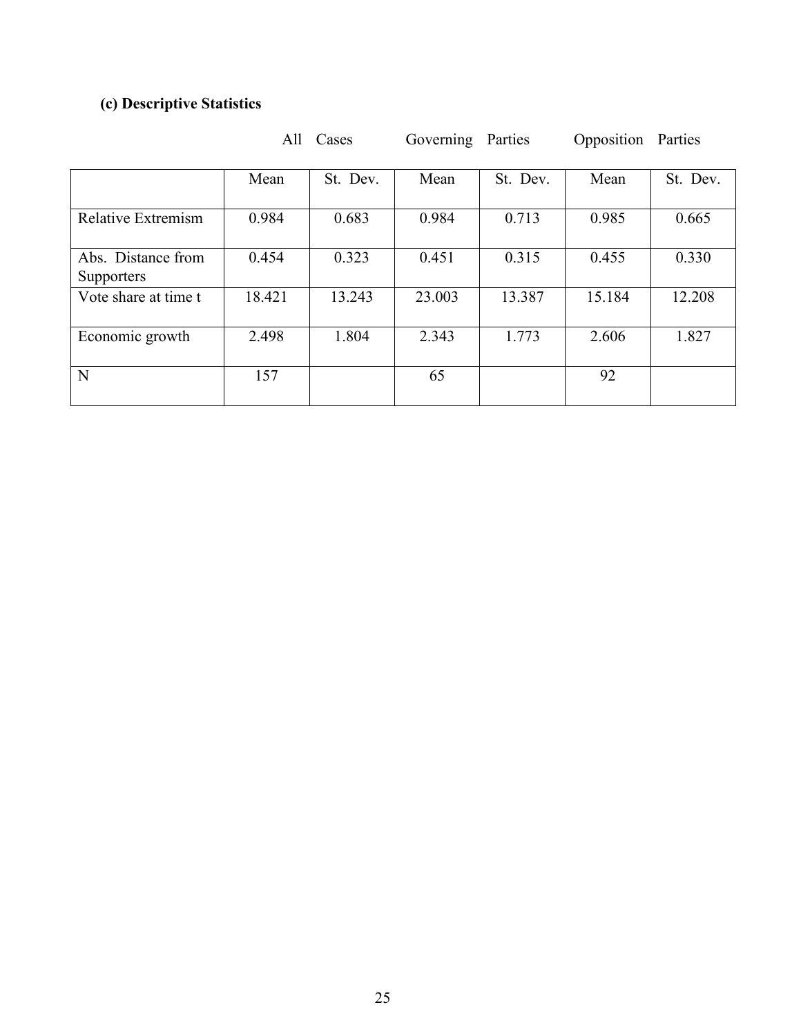**(c) Descriptive Statistics**

| | All Cases | | Governing Parties | | Opposition Parties | |
|---|---|---|---|---|---|---|
| | Mean | St. Dev. | Mean | St. Dev. | Mean | St. Dev. |
| Relative Extremism | 0.984 | 0.683 | 0.984 | 0.713 | 0.985 | 0.665 |
| Abs. Distance from Supporters | 0.454 | 0.323 | 0.451 | 0.315 | 0.455 | 0.330 |
| Vote share at time t | 18.421 | 13.243 | 23.003 | 13.387 | 15.184 | 12.208 |
| Economic growth | 2.498 | 1.804 | 2.343 | 1.773 | 2.606 | 1.827 |
| N | 157 | | 65 | | 92 | |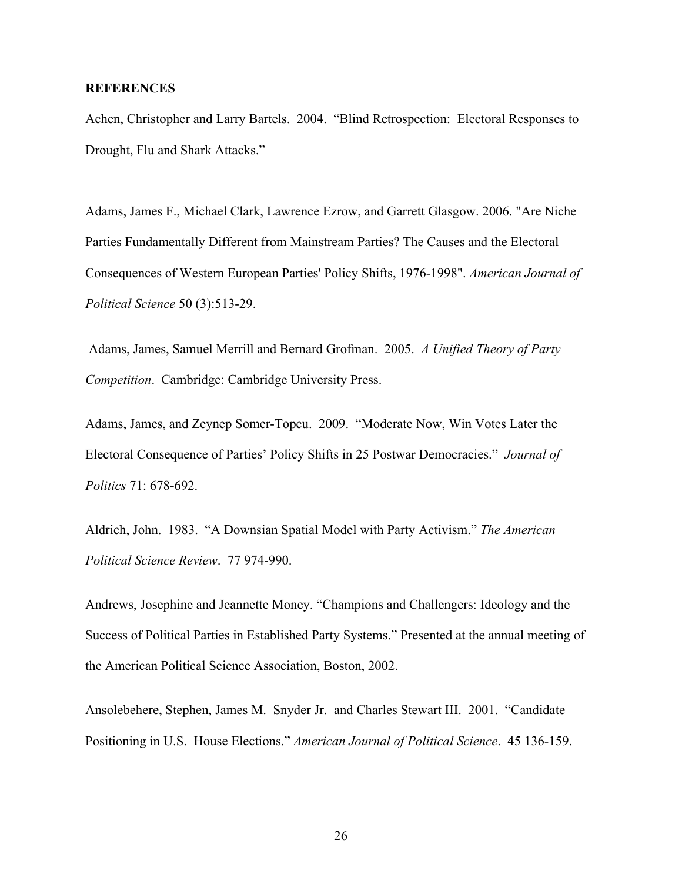**REFERENCES**

Achen, Christopher and Larry Bartels. 2004. "Blind Retrospection: Electoral Responses to Drought, Flu and Shark Attacks."

Adams, James F., Michael Clark, Lawrence Ezrow, and Garrett Glasgow. 2006. "Are Niche Parties Fundamentally Different from Mainstream Parties? The Causes and the Electoral Consequences of Western European Parties' Policy Shifts, 1976-1998". *American Journal of Political Science* 50 (3):513-29.

Adams, James, Samuel Merrill and Bernard Grofman. 2005. *A Unified Theory of Party Competition*. Cambridge: Cambridge University Press.

Adams, James, and Zeynep Somer-Topcu. 2009. "Moderate Now, Win Votes Later the Electoral Consequence of Parties' Policy Shifts in 25 Postwar Democracies." *Journal of Politics* 71: 678-692.

Aldrich, John. 1983. "A Downsian Spatial Model with Party Activism." *The American Political Science Review*. 77 974-990.

Andrews, Josephine and Jeannette Money. "Champions and Challengers: Ideology and the Success of Political Parties in Established Party Systems." Presented at the annual meeting of the American Political Science Association, Boston, 2002.

Ansolebehere, Stephen, James M. Snyder Jr. and Charles Stewart III. 2001. "Candidate Positioning in U.S. House Elections." *American Journal of Political Science*. 45 136-159.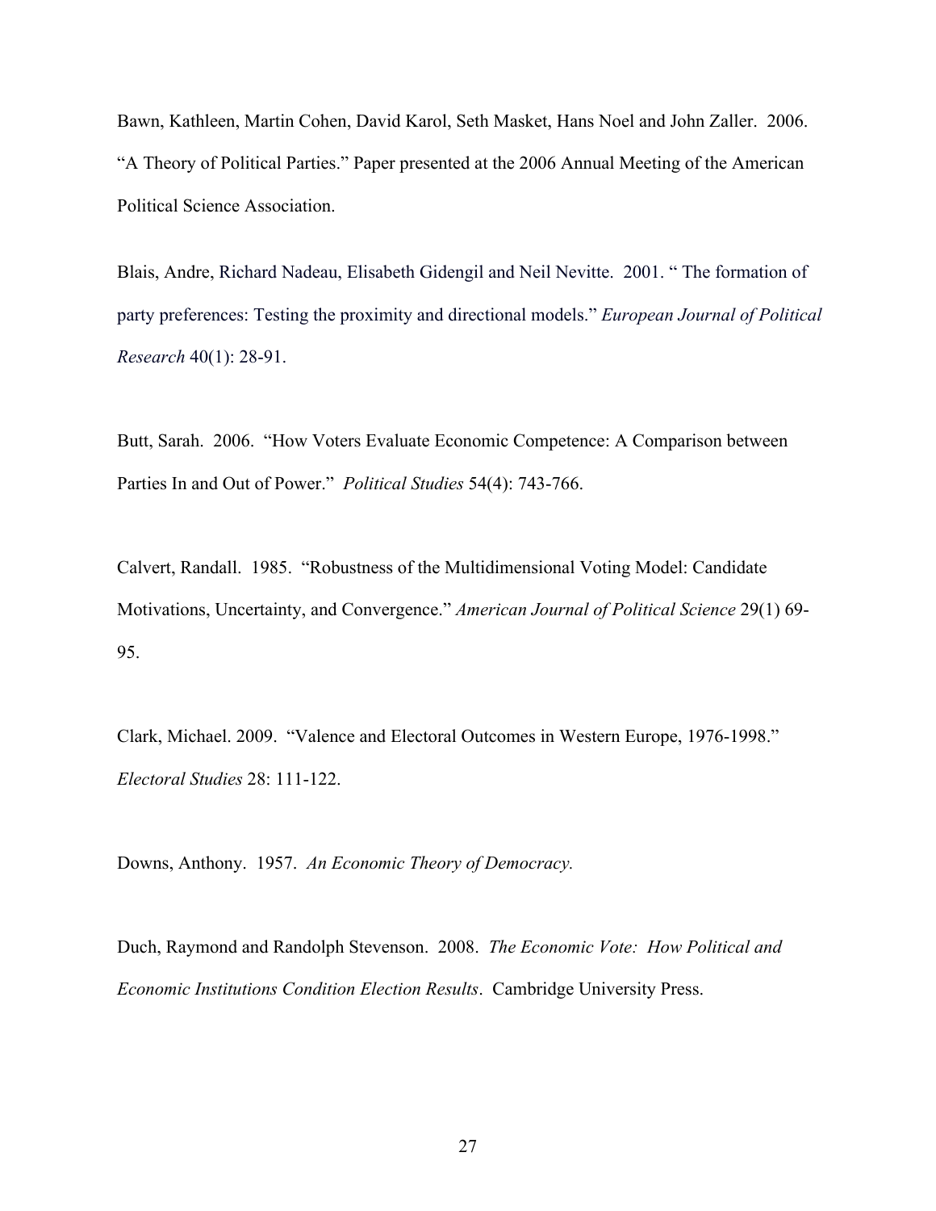Bawn, Kathleen, Martin Cohen, David Karol, Seth Masket, Hans Noel and John Zaller. 2006. "A Theory of Political Parties." Paper presented at the 2006 Annual Meeting of the American Political Science Association.

Blais, Andre, Richard Nadeau, Elisabeth Gidengil and Neil Nevitte. 2001. " The formation of party preferences: Testing the proximity and directional models." *European Journal of Political Research* 40(1): 28-91.

Butt, Sarah. 2006. "How Voters Evaluate Economic Competence: A Comparison between Parties In and Out of Power." *Political Studies* 54(4): 743-766.

Calvert, Randall. 1985. "Robustness of the Multidimensional Voting Model: Candidate Motivations, Uncertainty, and Convergence." *American Journal of Political Science* 29(1) 69-95.

Clark, Michael. 2009. "Valence and Electoral Outcomes in Western Europe, 1976-1998." *Electoral Studies* 28: 111-122.

Downs, Anthony. 1957. *An Economic Theory of Democracy.*

Duch, Raymond and Randolph Stevenson. 2008. *The Economic Vote: How Political and Economic Institutions Condition Election Results*. Cambridge University Press.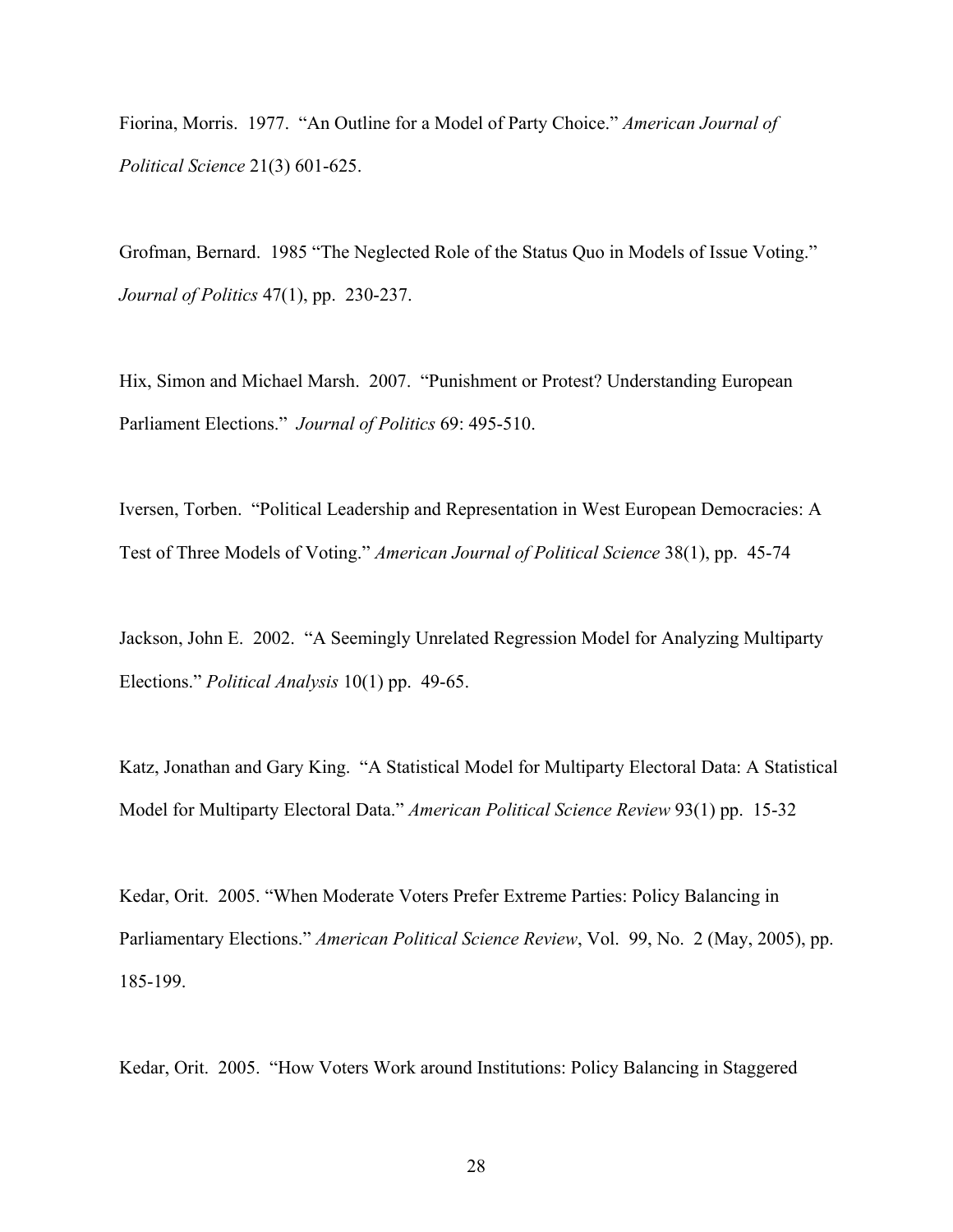Fiorina, Morris. 1977. "An Outline for a Model of Party Choice." *American Journal of Political Science* 21(3) 601-625.

Grofman, Bernard. 1985 "The Neglected Role of the Status Quo in Models of Issue Voting." *Journal of Politics* 47(1), pp. 230-237.

Hix, Simon and Michael Marsh. 2007. "Punishment or Protest? Understanding European Parliament Elections." *Journal of Politics* 69: 495-510.

Iversen, Torben. "Political Leadership and Representation in West European Democracies: A Test of Three Models of Voting." *American Journal of Political Science* 38(1), pp. 45-74

Jackson, John E. 2002. "A Seemingly Unrelated Regression Model for Analyzing Multiparty Elections." *Political Analysis* 10(1) pp. 49-65.

Katz, Jonathan and Gary King. "A Statistical Model for Multiparty Electoral Data: A Statistical Model for Multiparty Electoral Data." *American Political Science Review* 93(1) pp. 15-32

Kedar, Orit. 2005. "When Moderate Voters Prefer Extreme Parties: Policy Balancing in Parliamentary Elections." *American Political Science Review*, Vol. 99, No. 2 (May, 2005), pp. 185-199.

Kedar, Orit. 2005. "How Voters Work around Institutions: Policy Balancing in Staggered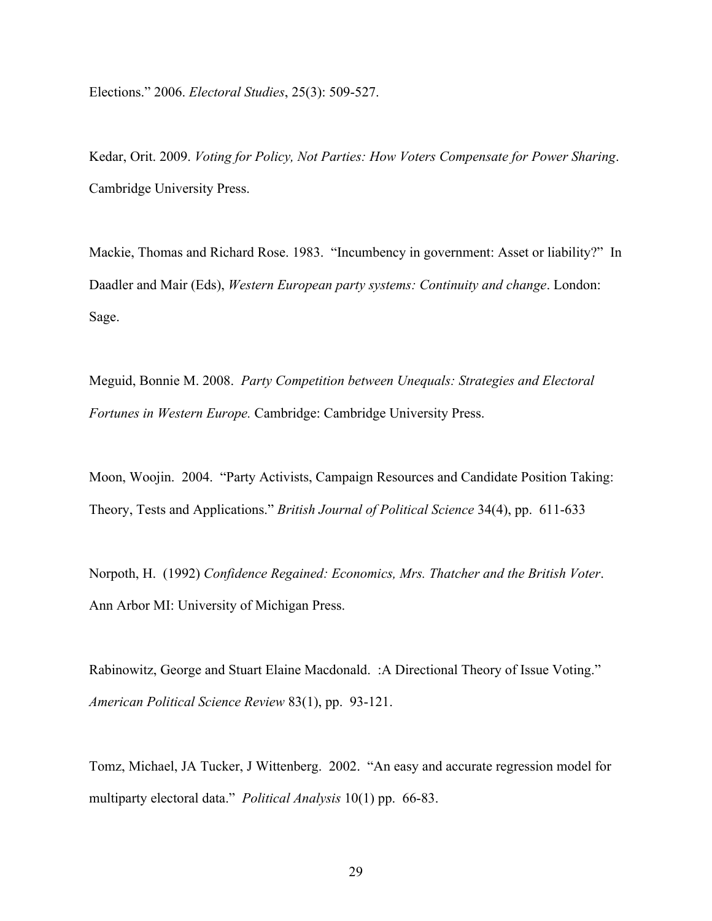Elections." 2006. *Electoral Studies*, 25(3): 509-527.

Kedar, Orit. 2009. *Voting for Policy, Not Parties: How Voters Compensate for Power Sharing*. Cambridge University Press.

Mackie, Thomas and Richard Rose. 1983. "Incumbency in government: Asset or liability?" In Daadler and Mair (Eds), *Western European party systems: Continuity and change*. London: Sage.

Meguid, Bonnie M. 2008. *Party Competition between Unequals: Strategies and Electoral Fortunes in Western Europe.* Cambridge: Cambridge University Press.

Moon, Woojin. 2004. "Party Activists, Campaign Resources and Candidate Position Taking: Theory, Tests and Applications." *British Journal of Political Science* 34(4), pp. 611-633

Norpoth, H. (1992) *Confidence Regained: Economics, Mrs. Thatcher and the British Voter*. Ann Arbor MI: University of Michigan Press.

Rabinowitz, George and Stuart Elaine Macdonald. :A Directional Theory of Issue Voting." *American Political Science Review* 83(1), pp. 93-121.

Tomz, Michael, JA Tucker, J Wittenberg. 2002. "An easy and accurate regression model for multiparty electoral data." *Political Analysis* 10(1) pp. 66-83.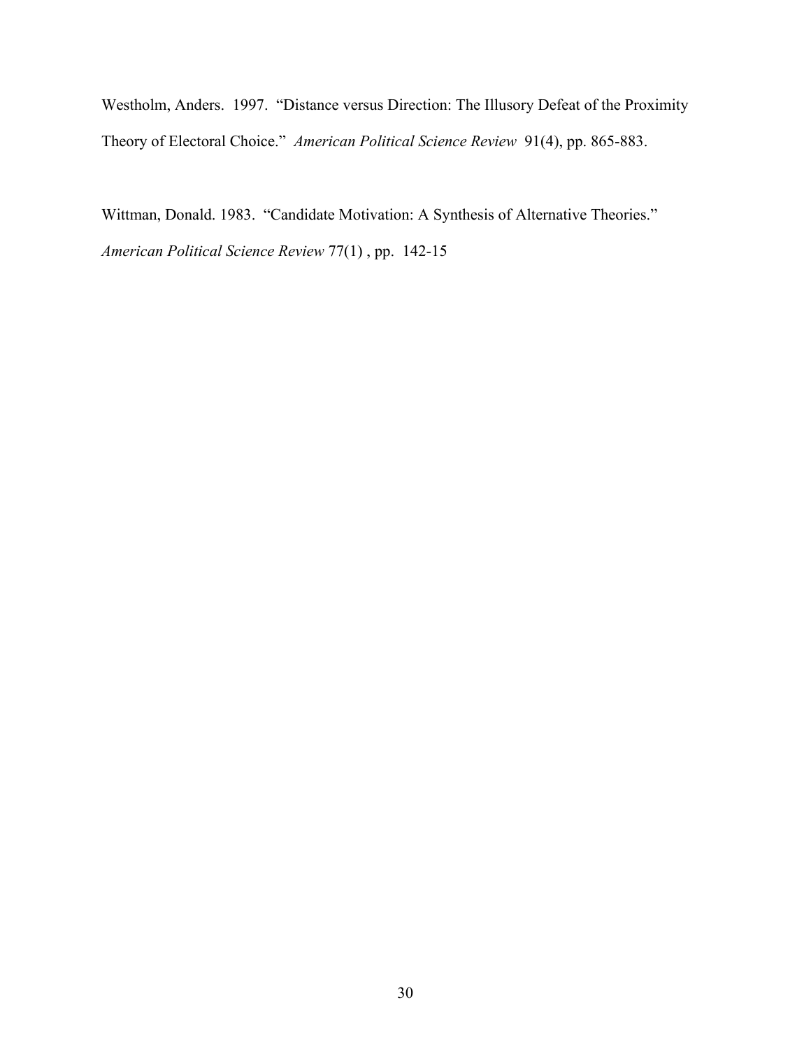Westholm, Anders. 1997. "Distance versus Direction: The Illusory Defeat of the Proximity Theory of Electoral Choice." *American Political Science Review* 91(4), pp. 865-883.

Wittman, Donald. 1983. "Candidate Motivation: A Synthesis of Alternative Theories." *American Political Science Review* 77(1) , pp. 142-15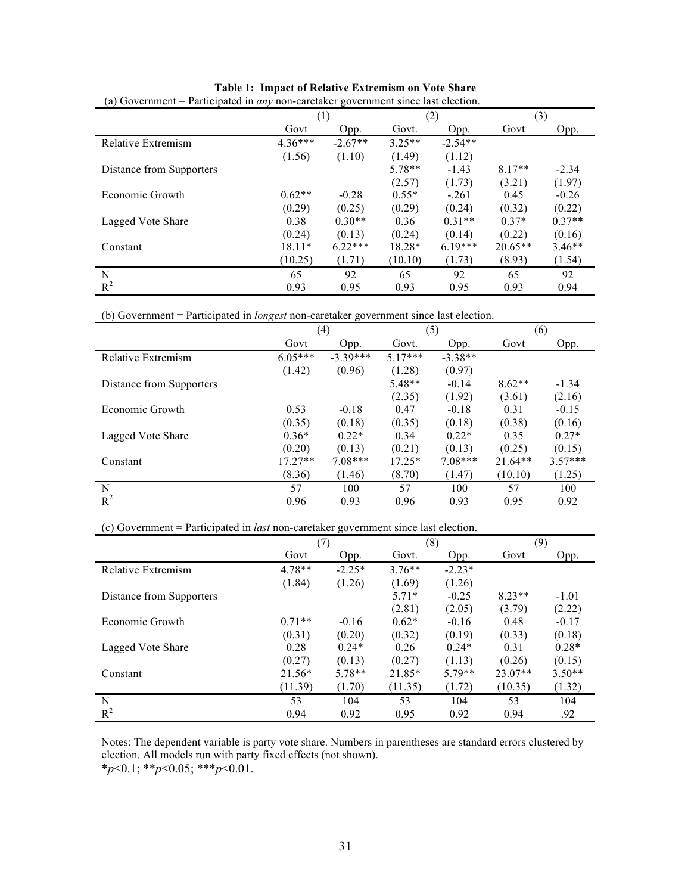**Table 1: Impact of Relative Extremism on Vote Share**

(a) Government = Participated in *any* non-caretaker government since last election.

| | (1) | | (2) | | (3) | |
|---|---|---|---|---|---|---|
| | Govt | Opp. | Govt. | Opp. | Govt | Opp. |
| Relative Extremism | 4.36*** | -2.67** | 3.25** | -2.54** | | |
| | (1.56) | (1.10) | (1.49) | (1.12) | | |
| Distance from Supporters | | | 5.78** | -1.43 | 8.17** | -2.34 |
| | | | (2.57) | (1.73) | (3.21) | (1.97) |
| Economic Growth | 0.62** | -0.28 | 0.55* | -.261 | 0.45 | -0.26 |
| | (0.29) | (0.25) | (0.29) | (0.24) | (0.32) | (0.22) |
| Lagged Vote Share | 0.38 | 0.30** | 0.36 | 0.31** | 0.37* | 0.37** |
| | (0.24) | (0.13) | (0.24) | (0.14) | (0.22) | (0.16) |
| Constant | 18.11* | 6.22*** | 18.28* | 6.19*** | 20.65** | 3.46** |
| | (10.25) | (1.71) | (10.10) | (1.73) | (8.93) | (1.54) |
| N | 65 | 92 | 65 | 92 | 65 | 92 |
| $R^2$ | 0.93 | 0.95 | 0.93 | 0.95 | 0.93 | 0.94 |

(b) Government = Participated in *longest* non-caretaker government since last election.

| | (4) | | (5) | | (6) | |
|---|---|---|---|---|---|---|
| | Govt | Opp. | Govt. | Opp. | Govt | Opp. |
| Relative Extremism | 6.05*** | -3.39*** | 5.17*** | -3.38** | | |
| | (1.42) | (0.96) | (1.28) | (0.97) | | |
| Distance from Supporters | | | 5.48** | -0.14 | 8.62** | -1.34 |
| | | | (2.35) | (1.92) | (3.61) | (2.16) |
| Economic Growth | 0.53 | -0.18 | 0.47 | -0.18 | 0.31 | -0.15 |
| | (0.35) | (0.18) | (0.35) | (0.18) | (0.38) | (0.16) |
| Lagged Vote Share | 0.36* | 0.22* | 0.34 | 0.22* | 0.35 | 0.27* |
| | (0.20) | (0.13) | (0.21) | (0.13) | (0.25) | (0.15) |
| Constant | 17.27** | 7.08*** | 17.25* | 7.08*** | 21.64** | 3.57*** |
| | (8.36) | (1.46) | (8.70) | (1.47) | (10.10) | (1.25) |
| N | 57 | 100 | 57 | 100 | 57 | 100 |
| $R^2$ | 0.96 | 0.93 | 0.96 | 0.93 | 0.95 | 0.92 |

(c) Government = Participated in *last* non-caretaker government since last election.

| | (7) | | (8) | | (9) | |
|---|---|---|---|---|---|---|
| | Govt | Opp. | Govt. | Opp. | Govt | Opp. |
| Relative Extremism | 4.78** | -2.25* | 3.76** | -2.23* | | |
| | (1.84) | (1.26) | (1.69) | (1.26) | | |
| Distance from Supporters | | | 5.71* | -0.25 | 8.23** | -1.01 |
| | | | (2.81) | (2.05) | (3.79) | (2.22) |
| Economic Growth | 0.71** | -0.16 | 0.62* | -0.16 | 0.48 | -0.17 |
| | (0.31) | (0.20) | (0.32) | (0.19) | (0.33) | (0.18) |
| Lagged Vote Share | 0.28 | 0.24* | 0.26 | 0.24* | 0.31 | 0.28* |
| | (0.27) | (0.13) | (0.27) | (1.13) | (0.26) | (0.15) |
| Constant | 21.56* | 5.78** | 21.85* | 5.79** | 23.07** | 3.50** |
| | (11.39) | (1.70) | (11.35) | (1.72) | (10.35) | (1.32) |
| N | 53 | 104 | 53 | 104 | 53 | 104 |
| $R^2$ | 0.94 | 0.92 | 0.95 | 0.92 | 0.94 | .92 |

Notes: The dependent variable is party vote share. Numbers in parentheses are standard errors clustered by election. All models run with party fixed effects (not shown).
*$p$<0.1; **$p$<0.05; ***$p$<0.01.